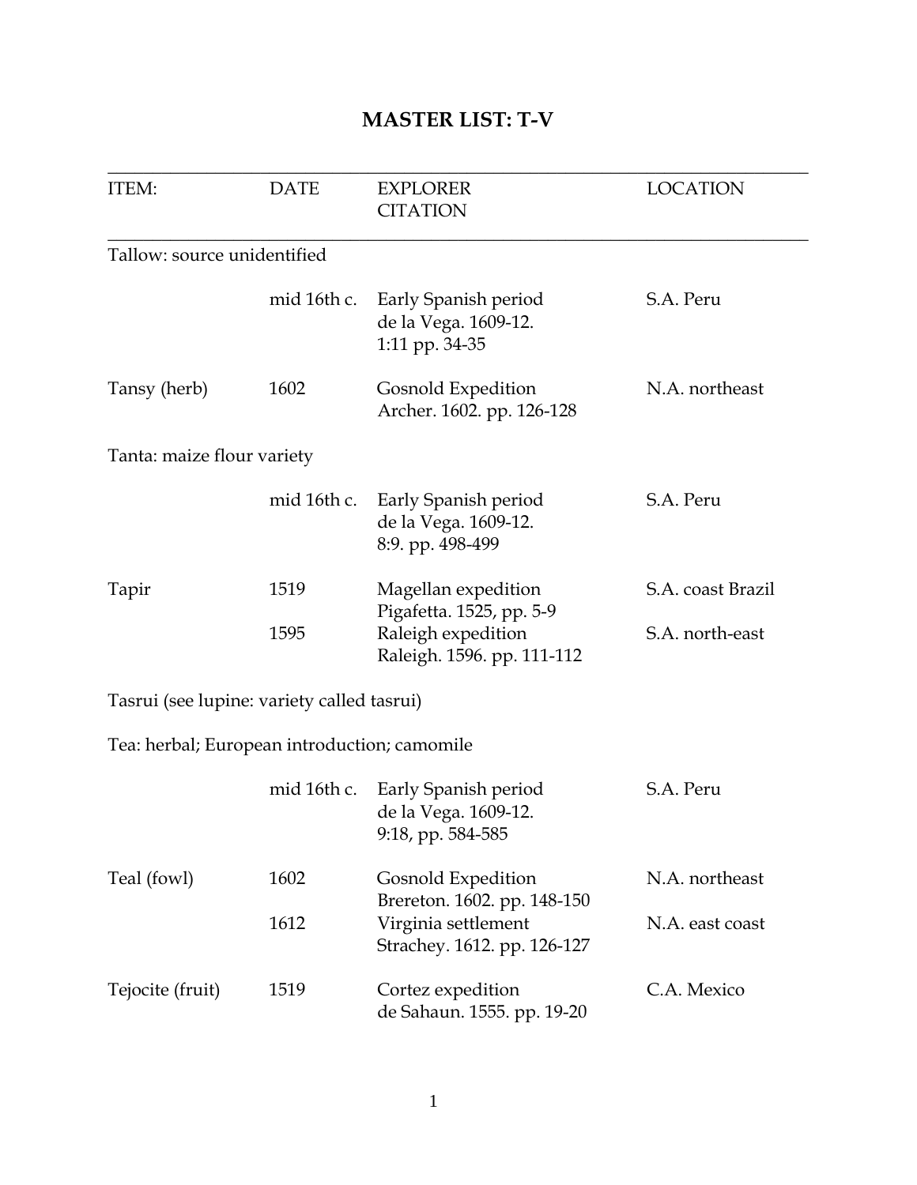# MASTER LIST: T-V

| ITEM: | DATE | EXPLORER CITATION | LOCATION |
|---|---|---|---|
| Tallow: source unidentified | | | |
| | mid 16th c. | Early Spanish period de la Vega. 1609-12. 1:11 pp. 34-35 | S.A. Peru |
| Tansy (herb) | 1602 | Gosnold Expedition Archer. 1602. pp. 126-128 | N.A. northeast |
| Tanta: maize flour variety | | | |
| | mid 16th c. | Early Spanish period de la Vega. 1609-12. 8:9. pp. 498-499 | S.A. Peru |
| Tapir | 1519 | Magellan expedition Pigafetta. 1525, pp. 5-9 | S.A. coast Brazil |
| | 1595 | Raleigh expedition Raleigh. 1596. pp. 111-112 | S.A. north-east |
| Tasrui (see lupine: variety called tasrui) | | | |
| Tea: herbal; European introduction; camomile | | | |
| | mid 16th c. | Early Spanish period de la Vega. 1609-12. 9:18, pp. 584-585 | S.A. Peru |
| Teal (fowl) | 1602 | Gosnold Expedition Brereton. 1602. pp. 148-150 | N.A. northeast |
| | 1612 | Virginia settlement Strachey. 1612. pp. 126-127 | N.A. east coast |
| Tejocite (fruit) | 1519 | Cortez expedition de Sahaun. 1555. pp. 19-20 | C.A. Mexico |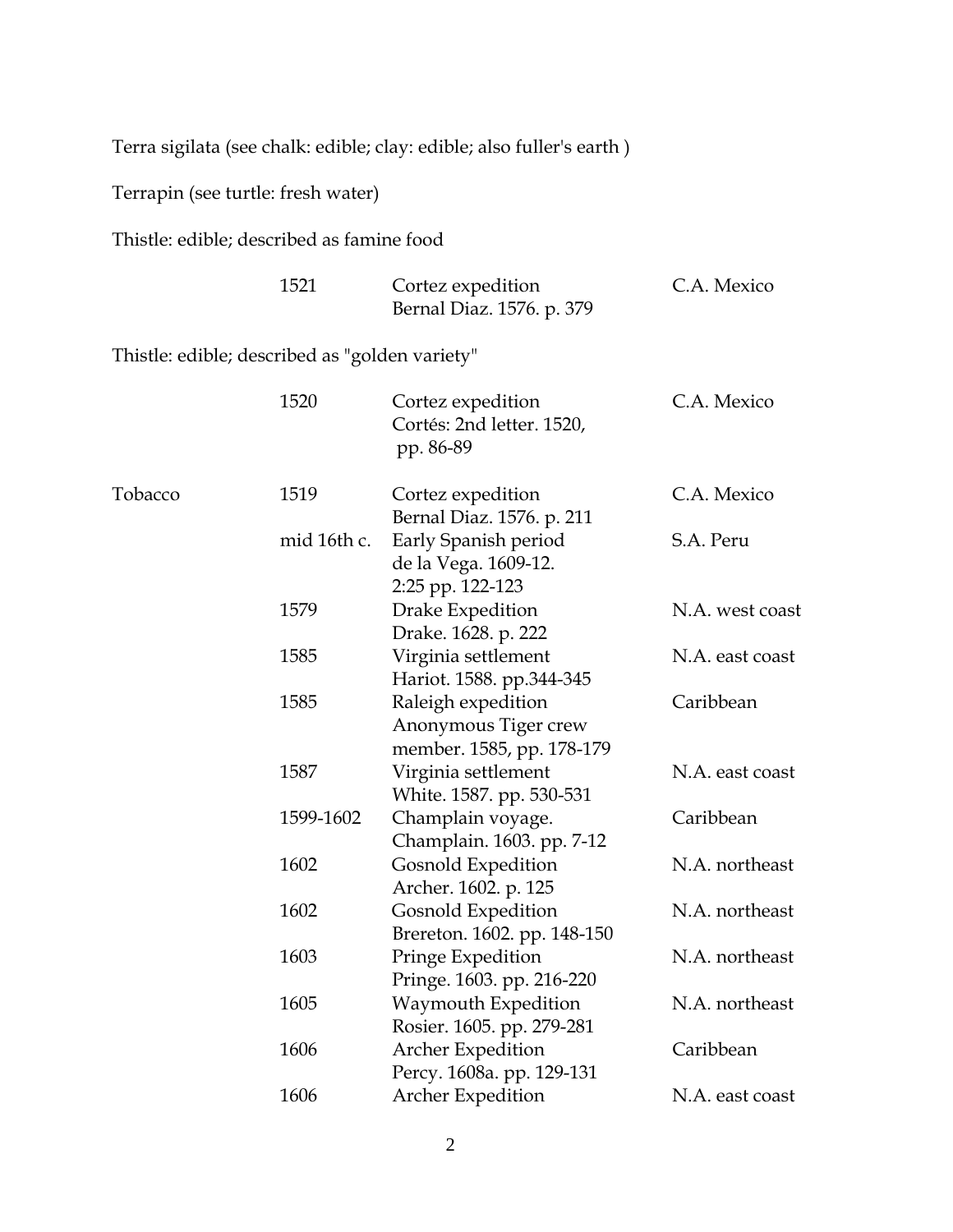Terra sigilata (see chalk: edible; clay: edible; also fuller's earth )

Terrapin (see turtle: fresh water)

Thistle: edible; described as famine food

| | | | |
|---|---|---|---|
| | 1521 | Cortez expedition<br>Bernal Diaz. 1576. p. 379 | C.A. Mexico |

Thistle: edible; described as "golden variety"

| | | | |
|---|---|---|---|
| | 1520 | Cortez expedition<br>Cortés: 2nd letter. 1520, pp. 86-89 | C.A. Mexico |

| | | | |
|---|---|---|---|
| Tobacco | 1519 | Cortez expedition<br>Bernal Diaz. 1576. p. 211 | C.A. Mexico |
| | mid 16th c. | Early Spanish period<br>de la Vega. 1609-12. 2:25 pp. 122-123 | S.A. Peru |
| | 1579 | Drake Expedition<br>Drake. 1628. p. 222 | N.A. west coast |
| | 1585 | Virginia settlement<br>Hariot. 1588. pp.344-345 | N.A. east coast |
| | 1585 | Raleigh expedition<br>Anonymous Tiger crew member. 1585, pp. 178-179 | Caribbean |
| | 1587 | Virginia settlement<br>White. 1587. pp. 530-531 | N.A. east coast |
| | 1599-1602 | Champlain voyage.<br>Champlain. 1603. pp. 7-12 | Caribbean |
| | 1602 | Gosnold Expedition<br>Archer. 1602. p. 125 | N.A. northeast |
| | 1602 | Gosnold Expedition<br>Brereton. 1602. pp. 148-150 | N.A. northeast |
| | 1603 | Pringe Expedition<br>Pringe. 1603. pp. 216-220 | N.A. northeast |
| | 1605 | Waymouth Expedition<br>Rosier. 1605. pp. 279-281 | N.A. northeast |
| | 1606 | Archer Expedition<br>Percy. 1608a. pp. 129-131 | Caribbean |
| | 1606 | Archer Expedition | N.A. east coast |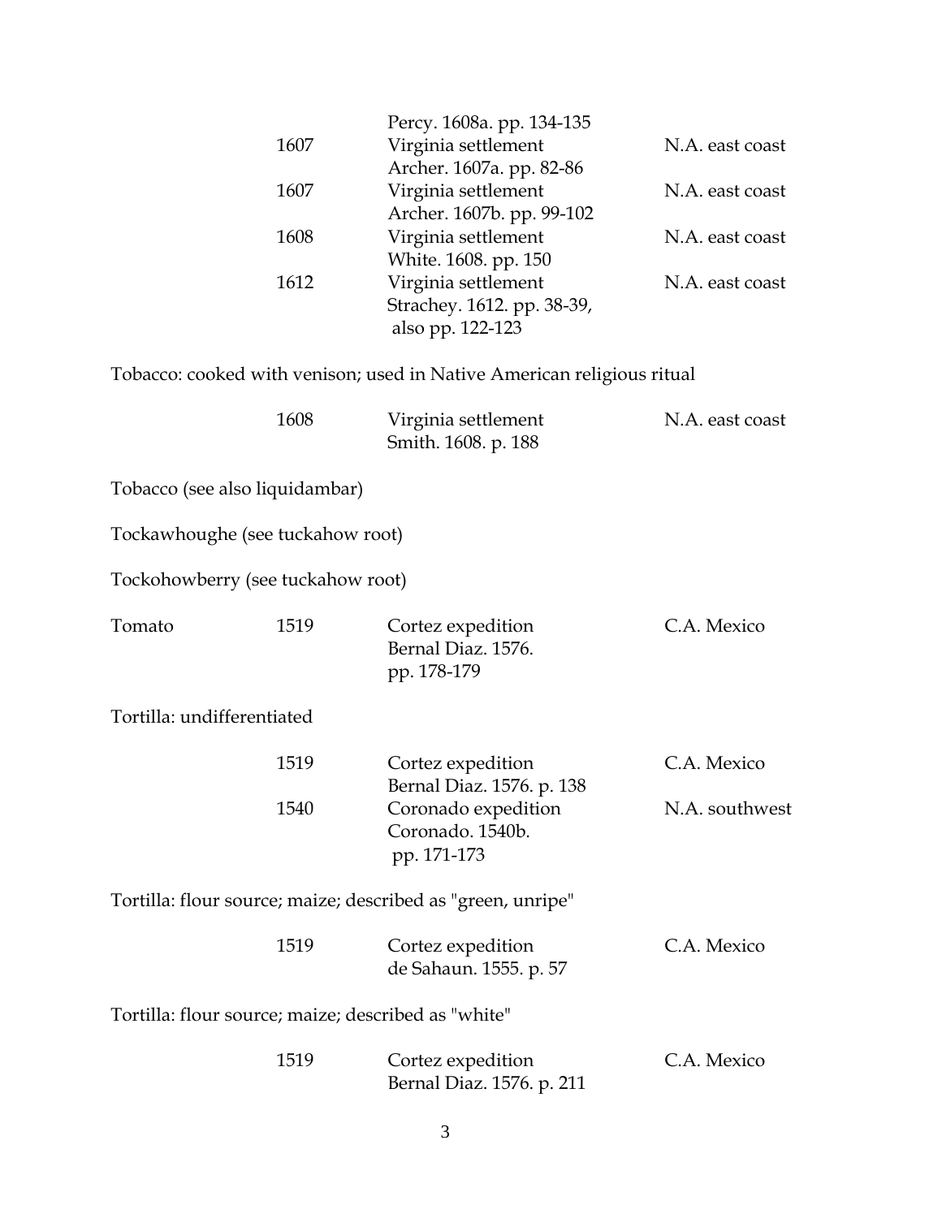| | | | |
|---|---|---|---|
| | | Percy. 1608a. pp. 134-135 | |
| | 1607 | Virginia settlement<br>Archer. 1607a. pp. 82-86 | N.A. east coast |
| | 1607 | Virginia settlement<br>Archer. 1607b. pp. 99-102 | N.A. east coast |
| | 1608 | Virginia settlement<br>White. 1608. pp. 150 | N.A. east coast |
| | 1612 | Virginia settlement<br>Strachey. 1612. pp. 38-39, also pp. 122-123 | N.A. east coast |

Tobacco: cooked with venison; used in Native American religious ritual

| | | | |
|---|---|---|---|
| | 1608 | Virginia settlement<br>Smith. 1608. p. 188 | N.A. east coast |

Tobacco (see also liquidambar)

Tockawhoughe (see tuckahow root)

Tockohowberry (see tuckahow root)

| | | | |
|---|---|---|---|
| Tomato | 1519 | Cortez expedition<br>Bernal Diaz. 1576. pp. 178-179 | C.A. Mexico |

Tortilla: undifferentiated

| | | | |
|---|---|---|---|
| | 1519 | Cortez expedition<br>Bernal Diaz. 1576. p. 138 | C.A. Mexico |
| | 1540 | Coronado expedition<br>Coronado. 1540b. pp. 171-173 | N.A. southwest |

Tortilla: flour source; maize; described as "green, unripe"

| | | | |
|---|---|---|---|
| | 1519 | Cortez expedition<br>de Sahaun. 1555. p. 57 | C.A. Mexico |

Tortilla: flour source; maize; described as "white"

| | | | |
|---|---|---|---|
| | 1519 | Cortez expedition<br>Bernal Diaz. 1576. p. 211 | C.A. Mexico |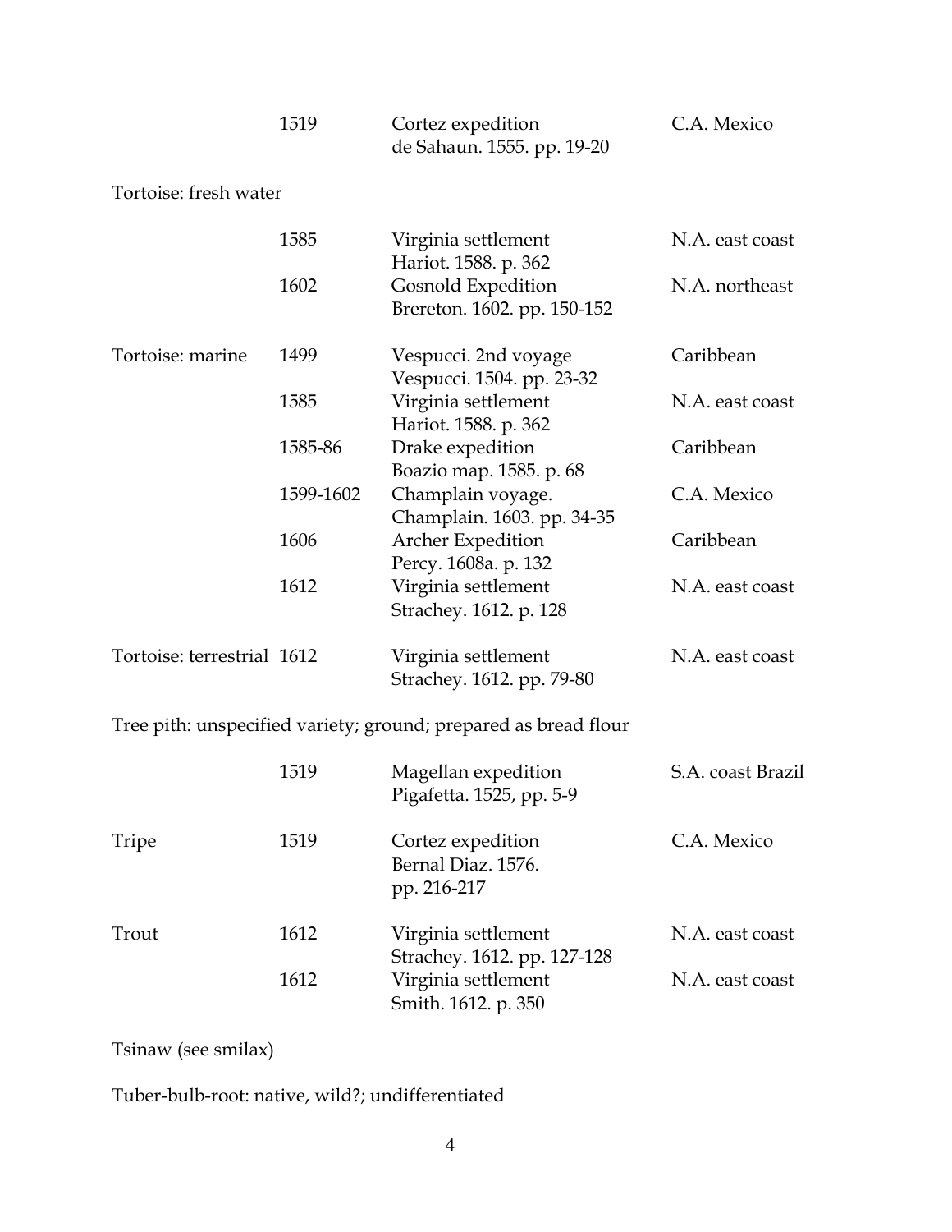| | | | |
|---|---|---|---|
| | 1519 | Cortez expedition<br>de Sahaun. 1555. pp. 19-20 | C.A. Mexico |
| Tortoise: fresh water | | | |
| | 1585 | Virginia settlement<br>Hariot. 1588. p. 362 | N.A. east coast |
| | 1602 | Gosnold Expedition<br>Brereton. 1602. pp. 150-152 | N.A. northeast |
| Tortoise: marine | 1499 | Vespucci. 2nd voyage<br>Vespucci. 1504. pp. 23-32 | Caribbean |
| | 1585 | Virginia settlement<br>Hariot. 1588. p. 362 | N.A. east coast |
| | 1585-86 | Drake expedition<br>Boazio map. 1585. p. 68 | Caribbean |
| | 1599-1602 | Champlain voyage.<br>Champlain. 1603. pp. 34-35 | C.A. Mexico |
| | 1606 | Archer Expedition<br>Percy. 1608a. p. 132 | Caribbean |
| | 1612 | Virginia settlement<br>Strachey. 1612. p. 128 | N.A. east coast |
| Tortoise: terrestrial | 1612 | Virginia settlement<br>Strachey. 1612. pp. 79-80 | N.A. east coast |
| Tree pith: unspecified variety; ground; prepared as bread flour | | | |
| | 1519 | Magellan expedition<br>Pigafetta. 1525, pp. 5-9 | S.A. coast Brazil |
| Tripe | 1519 | Cortez expedition<br>Bernal Diaz. 1576.<br>pp. 216-217 | C.A. Mexico |
| Trout | 1612 | Virginia settlement<br>Strachey. 1612. pp. 127-128 | N.A. east coast |
| | 1612 | Virginia settlement<br>Smith. 1612. p. 350 | N.A. east coast |

Tsinaw (see smilax)

Tuber-bulb-root: native, wild?; undifferentiated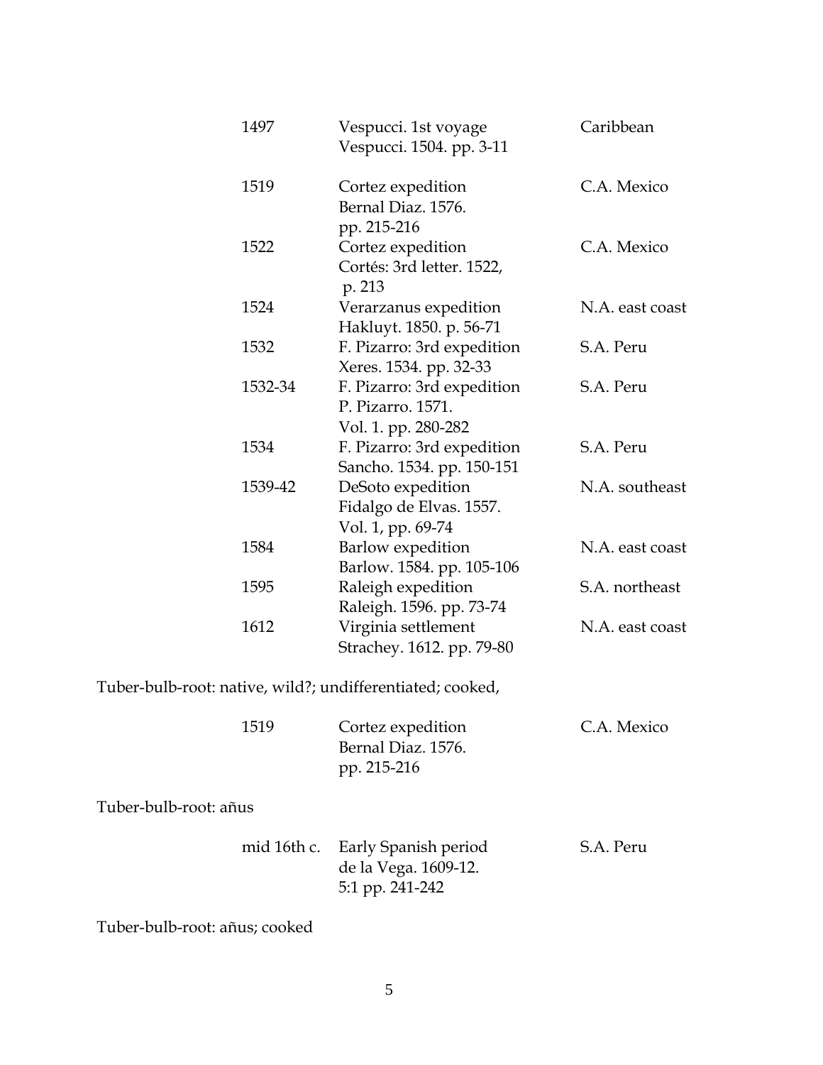| | | |
|---|---|---|
| 1497 | Vespucci. 1st voyage<br>Vespucci. 1504. pp. 3-11 | Caribbean |
| 1519 | Cortez expedition<br>Bernal Diaz. 1576.<br>pp. 215-216 | C.A. Mexico |
| 1522 | Cortez expedition<br>Cortés: 3rd letter. 1522,<br>p. 213 | C.A. Mexico |
| 1524 | Verarzanus expedition<br>Hakluyt. 1850. p. 56-71 | N.A. east coast |
| 1532 | F. Pizarro: 3rd expedition<br>Xeres. 1534. pp. 32-33 | S.A. Peru |
| 1532-34 | F. Pizarro: 3rd expedition<br>P. Pizarro. 1571.<br>Vol. 1. pp. 280-282 | S.A. Peru |
| 1534 | F. Pizarro: 3rd expedition<br>Sancho. 1534. pp. 150-151 | S.A. Peru |
| 1539-42 | DeSoto expedition<br>Fidalgo de Elvas. 1557.<br>Vol. 1, pp. 69-74 | N.A. southeast |
| 1584 | Barlow expedition<br>Barlow. 1584. pp. 105-106 | N.A. east coast |
| 1595 | Raleigh expedition<br>Raleigh. 1596. pp. 73-74 | S.A. northeast |
| 1612 | Virginia settlement<br>Strachey. 1612. pp. 79-80 | N.A. east coast |

Tuber-bulb-root: native, wild?; undifferentiated; cooked,

| | | |
|---|---|---|
| 1519 | Cortez expedition<br>Bernal Diaz. 1576.<br>pp. 215-216 | C.A. Mexico |

Tuber-bulb-root: añus

| | | |
|---|---|---|
| mid 16th c. | Early Spanish period<br>de la Vega. 1609-12.<br>5:1 pp. 241-242 | S.A. Peru |

Tuber-bulb-root: añus; cooked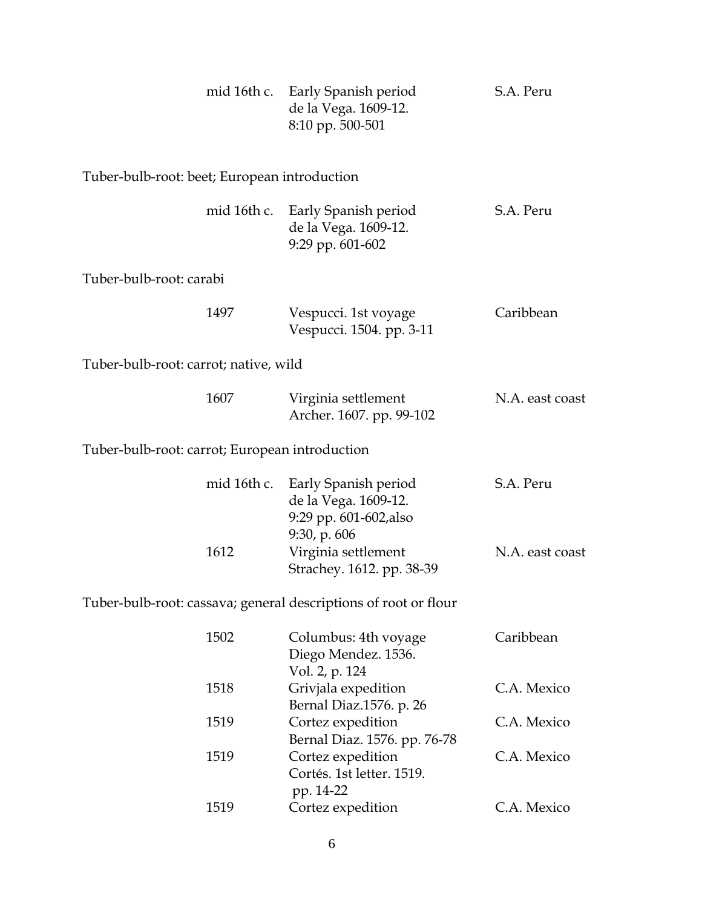| | | |
|---|---|---|
| mid 16th c. | Early Spanish period<br>de la Vega. 1609-12.<br>8:10 pp. 500-501 | S.A. Peru |

Tuber-bulb-root: beet; European introduction

| | | |
|---|---|---|
| mid 16th c. | Early Spanish period<br>de la Vega. 1609-12.<br>9:29 pp. 601-602 | S.A. Peru |

Tuber-bulb-root: carabi

| | | |
|---|---|---|
| 1497 | Vespucci. 1st voyage<br>Vespucci. 1504. pp. 3-11 | Caribbean |

Tuber-bulb-root: carrot; native, wild

| | | |
|---|---|---|
| 1607 | Virginia settlement<br>Archer. 1607. pp. 99-102 | N.A. east coast |

Tuber-bulb-root: carrot; European introduction

| | | |
|---|---|---|
| mid 16th c. | Early Spanish period<br>de la Vega. 1609-12.<br>9:29 pp. 601-602,also<br>9:30, p. 606 | S.A. Peru |
| 1612 | Virginia settlement<br>Strachey. 1612. pp. 38-39 | N.A. east coast |

Tuber-bulb-root: cassava; general descriptions of root or flour

| | | |
|---|---|---|
| 1502 | Columbus: 4th voyage<br>Diego Mendez. 1536.<br>Vol. 2, p. 124 | Caribbean |
| 1518 | Grivjala expedition<br>Bernal Diaz.1576. p. 26 | C.A. Mexico |
| 1519 | Cortez expedition<br>Bernal Diaz. 1576. pp. 76-78 | C.A. Mexico |
| 1519 | Cortez expedition<br>Cortés. 1st letter. 1519.<br>pp. 14-22 | C.A. Mexico |
| 1519 | Cortez expedition | C.A. Mexico |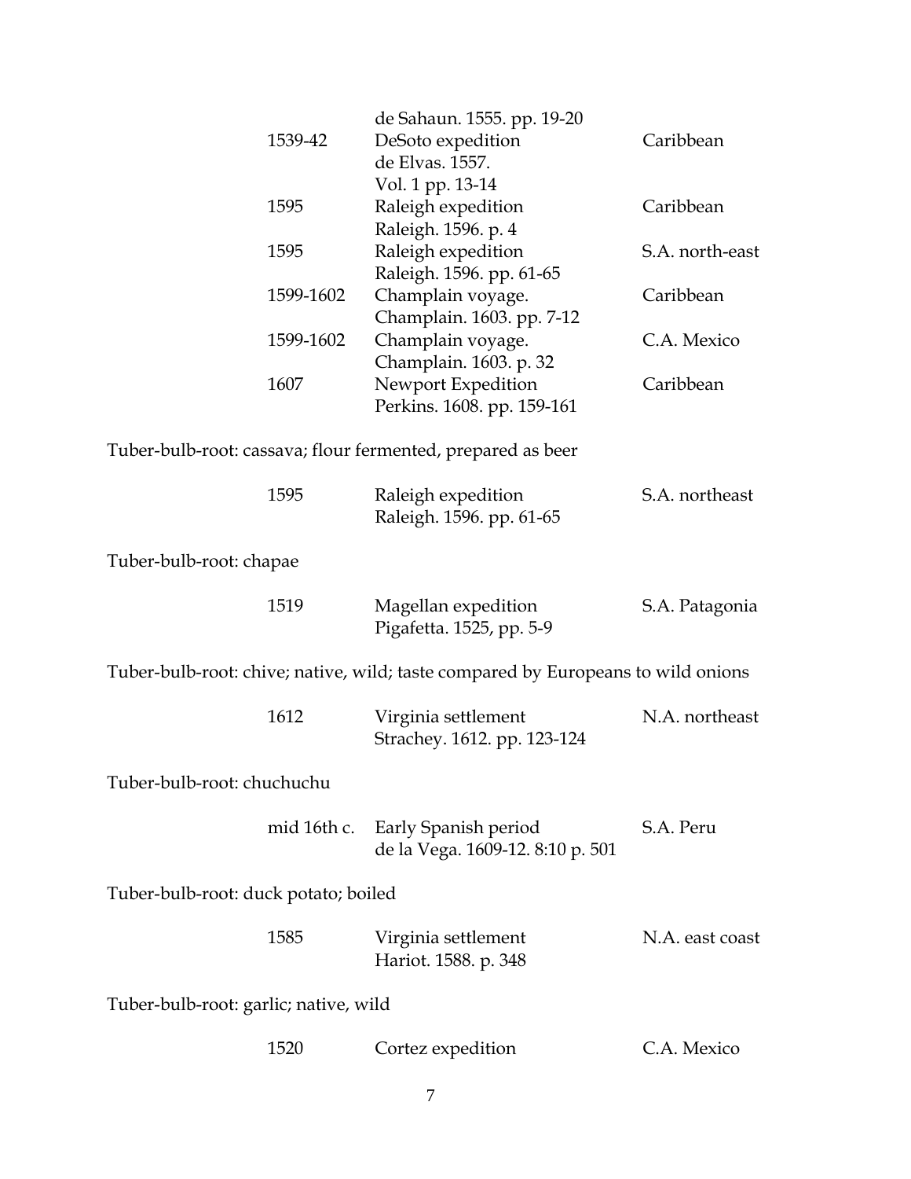| | | |
|---|---|---|
| | de Sahaun. 1555. pp. 19-20 | |
| 1539-42 | DeSoto expedition<br>de Elvas. 1557.<br>Vol. 1 pp. 13-14 | Caribbean |
| 1595 | Raleigh expedition<br>Raleigh. 1596. p. 4 | Caribbean |
| 1595 | Raleigh expedition<br>Raleigh. 1596. pp. 61-65 | S.A. north-east |
| 1599-1602 | Champlain voyage.<br>Champlain. 1603. pp. 7-12 | Caribbean |
| 1599-1602 | Champlain voyage.<br>Champlain. 1603. p. 32 | C.A. Mexico |
| 1607 | Newport Expedition<br>Perkins. 1608. pp. 159-161 | Caribbean |

Tuber-bulb-root: cassava; flour fermented, prepared as beer

| | | |
|---|---|---|
| 1595 | Raleigh expedition<br>Raleigh. 1596. pp. 61-65 | S.A. northeast |

Tuber-bulb-root: chapae

| | | |
|---|---|---|
| 1519 | Magellan expedition<br>Pigafetta. 1525, pp. 5-9 | S.A. Patagonia |

Tuber-bulb-root: chive; native, wild; taste compared by Europeans to wild onions

| | | |
|---|---|---|
| 1612 | Virginia settlement<br>Strachey. 1612. pp. 123-124 | N.A. northeast |

Tuber-bulb-root: chuchuchu

| | | |
|---|---|---|
| mid 16th c. | Early Spanish period<br>de la Vega. 1609-12. 8:10 p. 501 | S.A. Peru |

Tuber-bulb-root: duck potato; boiled

| | | |
|---|---|---|
| 1585 | Virginia settlement<br>Hariot. 1588. p. 348 | N.A. east coast |

Tuber-bulb-root: garlic; native, wild

| | | |
|---|---|---|
| 1520 | Cortez expedition | C.A. Mexico |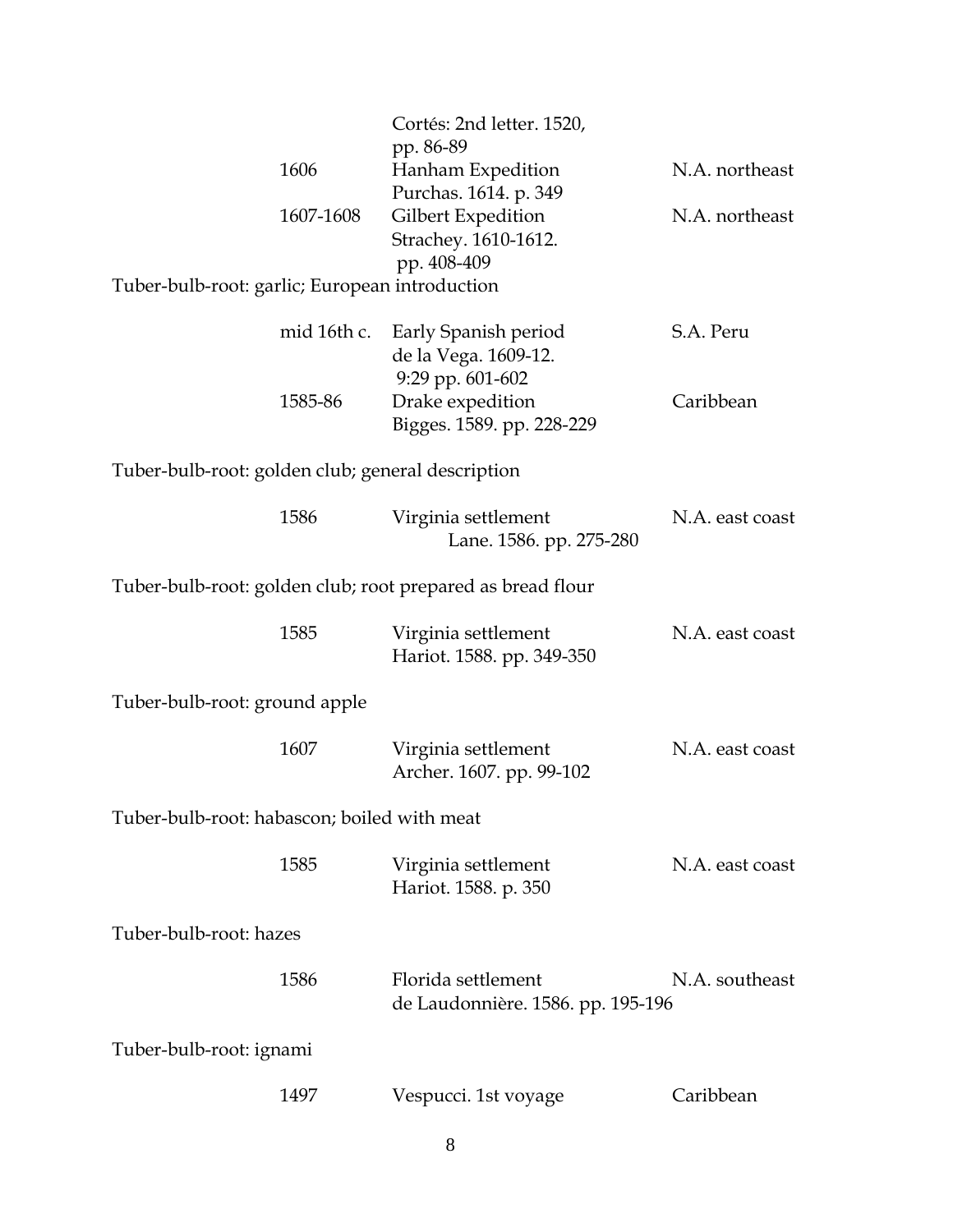| | | |
|---|---|---|
| | Cortés: 2nd letter. 1520, pp. 86-89 | |
| 1606 | Hanham Expedition<br>Purchas. 1614. p. 349 | N.A. northeast |
| 1607-1608 | Gilbert Expedition<br>Strachey. 1610-1612. pp. 408-409 | N.A. northeast |

Tuber-bulb-root: garlic; European introduction

| | | |
|---|---|---|
| mid 16th c. | Early Spanish period<br>de la Vega. 1609-12. 9:29 pp. 601-602 | S.A. Peru |
| 1585-86 | Drake expedition<br>Bigges. 1589. pp. 228-229 | Caribbean |

Tuber-bulb-root: golden club; general description

| | | |
|---|---|---|
| 1586 | Virginia settlement<br>Lane. 1586. pp. 275-280 | N.A. east coast |

Tuber-bulb-root: golden club; root prepared as bread flour

| | | |
|---|---|---|
| 1585 | Virginia settlement<br>Hariot. 1588. pp. 349-350 | N.A. east coast |

Tuber-bulb-root: ground apple

| | | |
|---|---|---|
| 1607 | Virginia settlement<br>Archer. 1607. pp. 99-102 | N.A. east coast |

Tuber-bulb-root: habascon; boiled with meat

| | | |
|---|---|---|
| 1585 | Virginia settlement<br>Hariot. 1588. p. 350 | N.A. east coast |

Tuber-bulb-root: hazes

| | | |
|---|---|---|
| 1586 | Florida settlement<br>de Laudonnière. 1586. pp. 195-196 | N.A. southeast |

Tuber-bulb-root: ignami

| | | |
|---|---|---|
| 1497 | Vespucci. 1st voyage | Caribbean |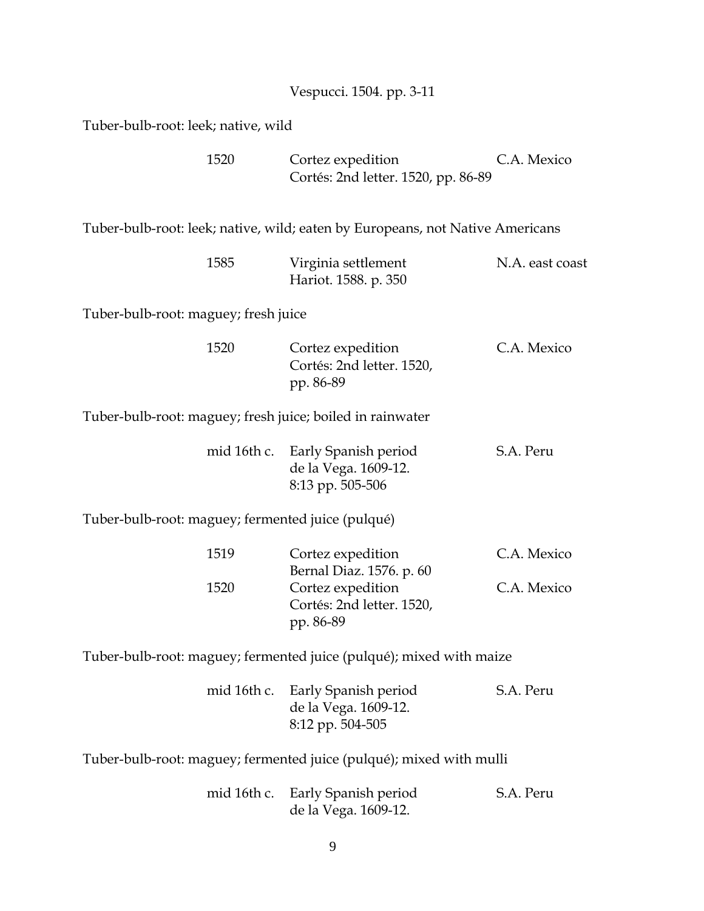Vespucci. 1504. pp. 3-11

Tuber-bulb-root: leek; native, wild

| | | |
|---|---|---|
| 1520 | Cortez expedition<br>Cortés: 2nd letter. 1520, pp. 86-89 | C.A. Mexico |

Tuber-bulb-root: leek; native, wild; eaten by Europeans, not Native Americans

| | | |
|---|---|---|
| 1585 | Virginia settlement<br>Hariot. 1588. p. 350 | N.A. east coast |

Tuber-bulb-root: maguey; fresh juice

| | | |
|---|---|---|
| 1520 | Cortez expedition<br>Cortés: 2nd letter. 1520, pp. 86-89 | C.A. Mexico |

Tuber-bulb-root: maguey; fresh juice; boiled in rainwater

| | | |
|---|---|---|
| mid 16th c. | Early Spanish period<br>de la Vega. 1609-12. 8:13 pp. 505-506 | S.A. Peru |

Tuber-bulb-root: maguey; fermented juice (pulqué)

| | | |
|---|---|---|
| 1519 | Cortez expedition<br>Bernal Diaz. 1576. p. 60 | C.A. Mexico |
| 1520 | Cortez expedition<br>Cortés: 2nd letter. 1520, pp. 86-89 | C.A. Mexico |

Tuber-bulb-root: maguey; fermented juice (pulqué); mixed with maize

| | | |
|---|---|---|
| mid 16th c. | Early Spanish period<br>de la Vega. 1609-12. 8:12 pp. 504-505 | S.A. Peru |

Tuber-bulb-root: maguey; fermented juice (pulqué); mixed with mulli

| | | |
|---|---|---|
| mid 16th c. | Early Spanish period<br>de la Vega. 1609-12. | S.A. Peru |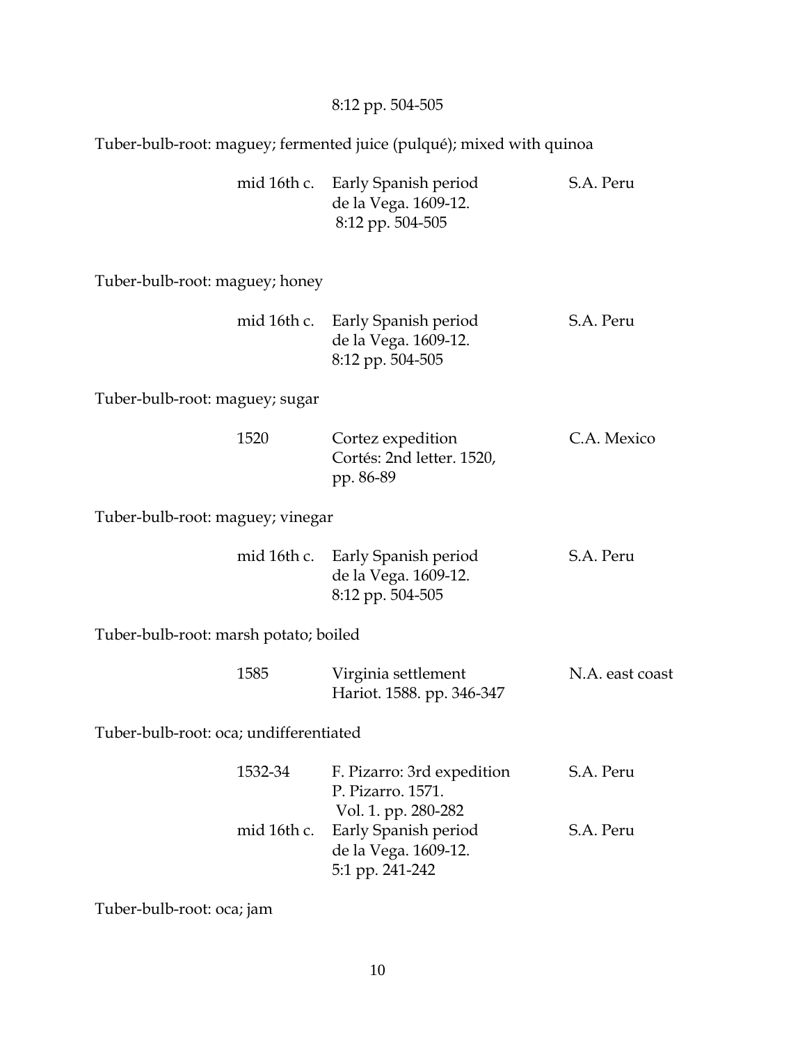8:12 pp. 504-505

Tuber-bulb-root: maguey; fermented juice (pulqué); mixed with quinoa

| | | |
|---|---|---|
| mid 16th c. | Early Spanish period<br>de la Vega. 1609-12.<br>8:12 pp. 504-505 | S.A. Peru |

Tuber-bulb-root: maguey; honey

| | | |
|---|---|---|
| mid 16th c. | Early Spanish period<br>de la Vega. 1609-12.<br>8:12 pp. 504-505 | S.A. Peru |

Tuber-bulb-root: maguey; sugar

| | | |
|---|---|---|
| 1520 | Cortez expedition<br>Cortés: 2nd letter. 1520,<br>pp. 86-89 | C.A. Mexico |

Tuber-bulb-root: maguey; vinegar

| | | |
|---|---|---|
| mid 16th c. | Early Spanish period<br>de la Vega. 1609-12.<br>8:12 pp. 504-505 | S.A. Peru |

Tuber-bulb-root: marsh potato; boiled

| | | |
|---|---|---|
| 1585 | Virginia settlement<br>Hariot. 1588. pp. 346-347 | N.A. east coast |

Tuber-bulb-root: oca; undifferentiated

| | | |
|---|---|---|
| 1532-34 | F. Pizarro: 3rd expedition<br>P. Pizarro. 1571.<br>Vol. 1. pp. 280-282 | S.A. Peru |
| mid 16th c. | Early Spanish period<br>de la Vega. 1609-12.<br>5:1 pp. 241-242 | S.A. Peru |

Tuber-bulb-root: oca; jam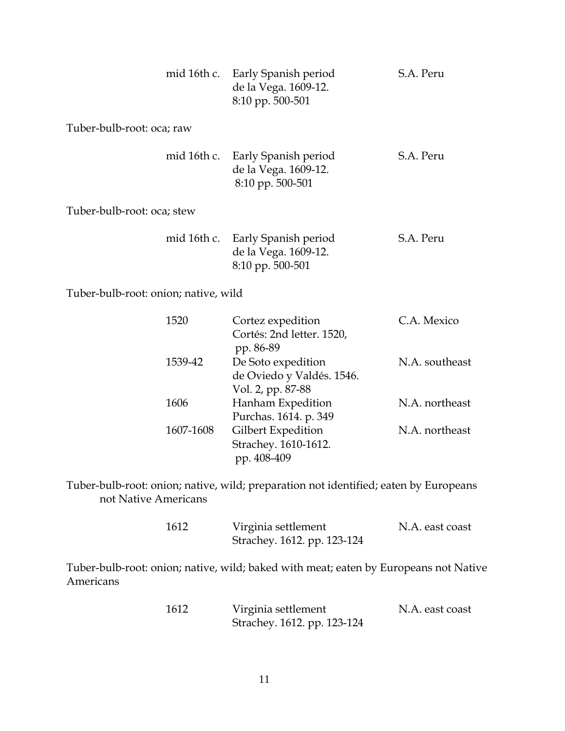| | | |
|---|---|---|
| mid 16th c. | Early Spanish period<br>de la Vega. 1609-12.<br>8:10 pp. 500-501 | S.A. Peru |

Tuber-bulb-root: oca; raw

| | | |
|---|---|---|
| mid 16th c. | Early Spanish period<br>de la Vega. 1609-12.<br>8:10 pp. 500-501 | S.A. Peru |

Tuber-bulb-root: oca; stew

| | | |
|---|---|---|
| mid 16th c. | Early Spanish period<br>de la Vega. 1609-12.<br>8:10 pp. 500-501 | S.A. Peru |

Tuber-bulb-root: onion; native, wild

| | | |
|---|---|---|
| 1520 | Cortez expedition<br>Cortés: 2nd letter. 1520,<br>pp. 86-89 | C.A. Mexico |
| 1539-42 | De Soto expedition<br>de Oviedo y Valdés. 1546.<br>Vol. 2, pp. 87-88 | N.A. southeast |
| 1606 | Hanham Expedition<br>Purchas. 1614. p. 349 | N.A. northeast |
| 1607-1608 | Gilbert Expedition<br>Strachey. 1610-1612.<br>pp. 408-409 | N.A. northeast |

Tuber-bulb-root: onion; native, wild; preparation not identified; eaten by Europeans not Native Americans

| | | |
|---|---|---|
| 1612 | Virginia settlement<br>Strachey. 1612. pp. 123-124 | N.A. east coast |

Tuber-bulb-root: onion; native, wild; baked with meat; eaten by Europeans not Native Americans

| | | |
|---|---|---|
| 1612 | Virginia settlement<br>Strachey. 1612. pp. 123-124 | N.A. east coast |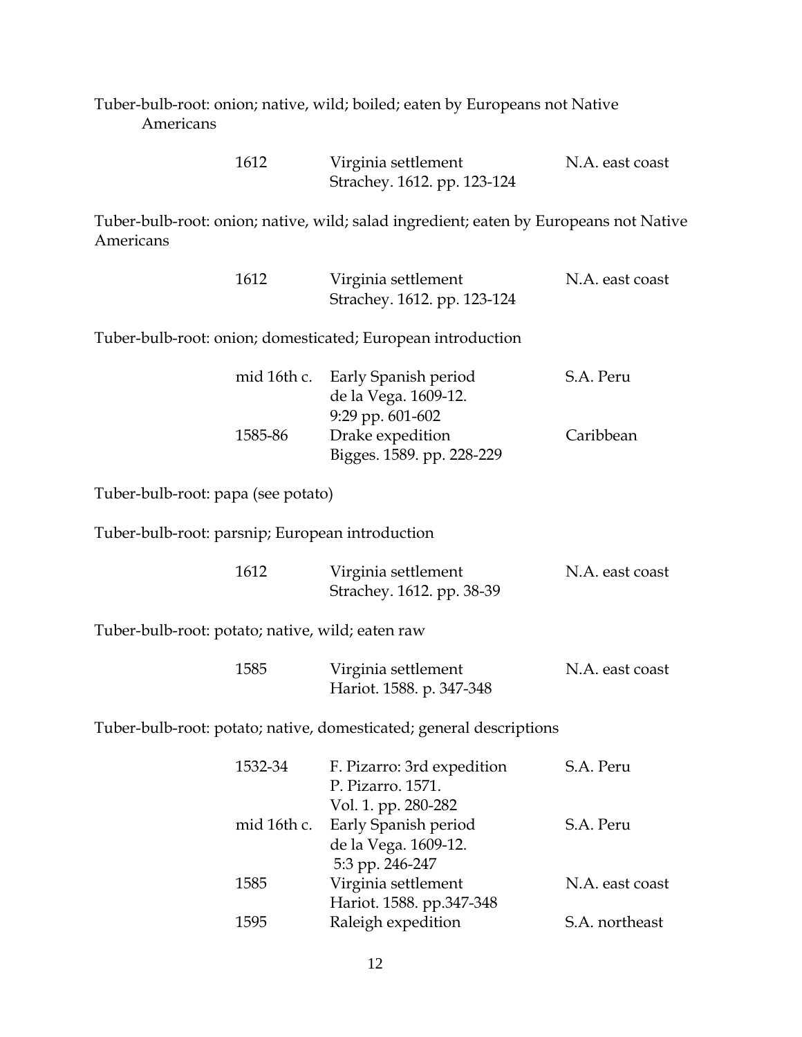Tuber-bulb-root: onion; native, wild; boiled; eaten by Europeans not Native Americans

| | | |
|---|---|---|
| 1612 | Virginia settlement<br>Strachey. 1612. pp. 123-124 | N.A. east coast |

Tuber-bulb-root: onion; native, wild; salad ingredient; eaten by Europeans not Native Americans

| | | |
|---|---|---|
| 1612 | Virginia settlement<br>Strachey. 1612. pp. 123-124 | N.A. east coast |

Tuber-bulb-root: onion; domesticated; European introduction

| | | |
|---|---|---|
| mid 16th c. | Early Spanish period<br>de la Vega. 1609-12.<br>9:29 pp. 601-602 | S.A. Peru |
| 1585-86 | Drake expedition<br>Bigges. 1589. pp. 228-229 | Caribbean |

Tuber-bulb-root: papa (see potato)

Tuber-bulb-root: parsnip; European introduction

| | | |
|---|---|---|
| 1612 | Virginia settlement<br>Strachey. 1612. pp. 38-39 | N.A. east coast |

Tuber-bulb-root: potato; native, wild; eaten raw

| | | |
|---|---|---|
| 1585 | Virginia settlement<br>Hariot. 1588. p. 347-348 | N.A. east coast |

Tuber-bulb-root: potato; native, domesticated; general descriptions

| | | |
|---|---|---|
| 1532-34 | F. Pizarro: 3rd expedition<br>P. Pizarro. 1571.<br>Vol. 1. pp. 280-282 | S.A. Peru |
| mid 16th c. | Early Spanish period<br>de la Vega. 1609-12.<br>5:3 pp. 246-247 | S.A. Peru |
| 1585 | Virginia settlement<br>Hariot. 1588. pp.347-348 | N.A. east coast |
| 1595 | Raleigh expedition | S.A. northeast |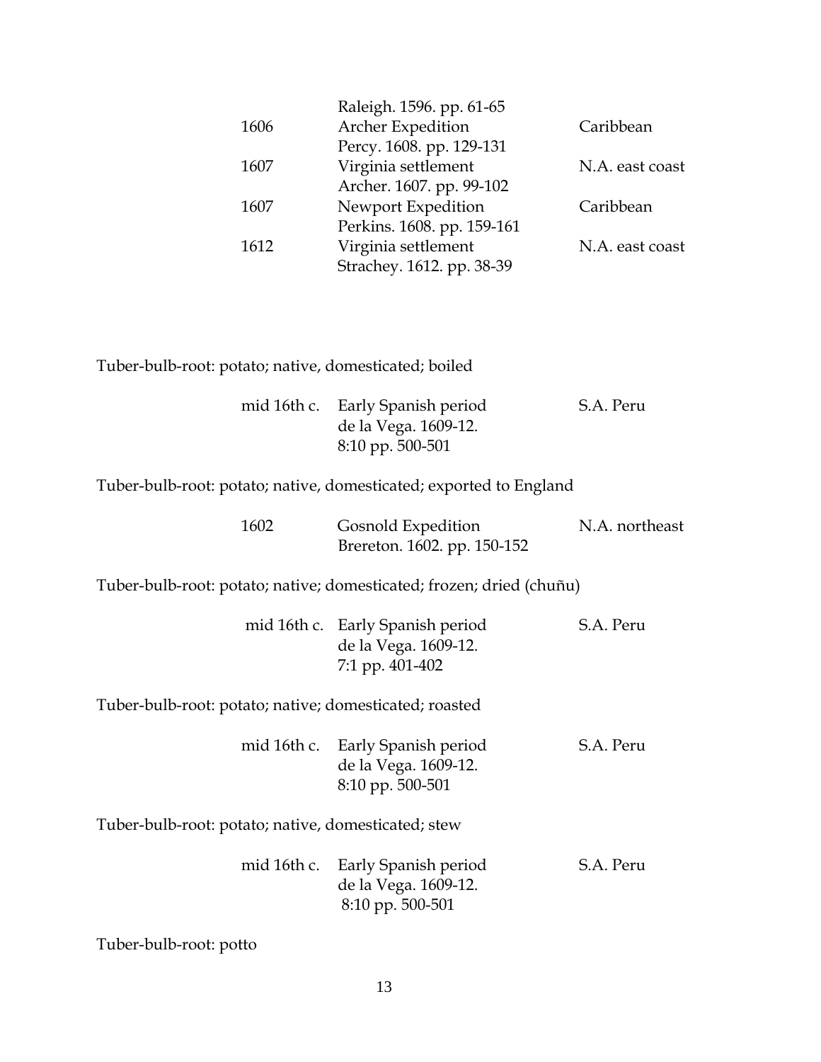| | | |
|---|---|---|
| | Raleigh. 1596. pp. 61-65 | |
| 1606 | Archer Expedition | Caribbean |
| | Percy. 1608. pp. 129-131 | |
| 1607 | Virginia settlement | N.A. east coast |
| | Archer. 1607. pp. 99-102 | |
| 1607 | Newport Expedition | Caribbean |
| | Perkins. 1608. pp. 159-161 | |
| 1612 | Virginia settlement | N.A. east coast |
| | Strachey. 1612. pp. 38-39 | |

Tuber-bulb-root: potato; native, domesticated; boiled

| | | |
|---|---|---|
| mid 16th c. | Early Spanish period | S.A. Peru |
| | de la Vega. 1609-12. | |
| | 8:10 pp. 500-501 | |

Tuber-bulb-root: potato; native, domesticated; exported to England

| | | |
|---|---|---|
| 1602 | Gosnold Expedition | N.A. northeast |
| | Brereton. 1602. pp. 150-152 | |

Tuber-bulb-root: potato; native; domesticated; frozen; dried (chuñu)

| | | |
|---|---|---|
| mid 16th c. | Early Spanish period | S.A. Peru |
| | de la Vega. 1609-12. | |
| | 7:1 pp. 401-402 | |

Tuber-bulb-root: potato; native; domesticated; roasted

| | | |
|---|---|---|
| mid 16th c. | Early Spanish period | S.A. Peru |
| | de la Vega. 1609-12. | |
| | 8:10 pp. 500-501 | |

Tuber-bulb-root: potato; native, domesticated; stew

| | | |
|---|---|---|
| mid 16th c. | Early Spanish period | S.A. Peru |
| | de la Vega. 1609-12. | |
| | 8:10 pp. 500-501 | |

Tuber-bulb-root: potto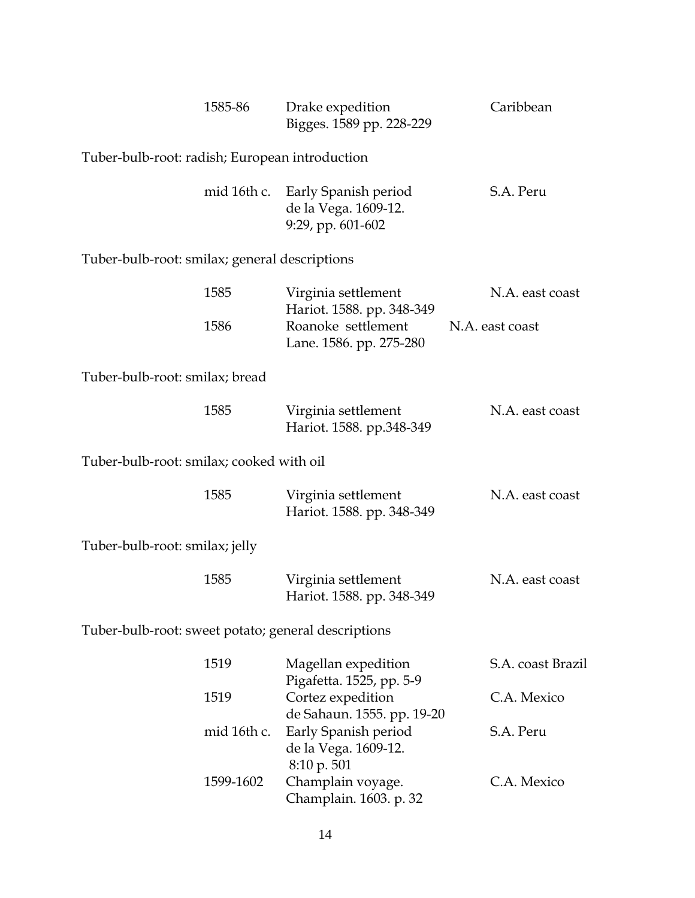| | | |
|---|---|---|
| 1585-86 | Drake expedition<br>Bigges. 1589 pp. 228-229 | Caribbean |

Tuber-bulb-root: radish; European introduction

| | | |
|---|---|---|
| mid 16th c. | Early Spanish period<br>de la Vega. 1609-12.<br>9:29, pp. 601-602 | S.A. Peru |

Tuber-bulb-root: smilax; general descriptions

| | | |
|---|---|---|
| 1585 | Virginia settlement<br>Hariot. 1588. pp. 348-349 | N.A. east coast |
| 1586 | Roanoke settlement<br>Lane. 1586. pp. 275-280 | N.A. east coast |

Tuber-bulb-root: smilax; bread

| | | |
|---|---|---|
| 1585 | Virginia settlement<br>Hariot. 1588. pp.348-349 | N.A. east coast |

Tuber-bulb-root: smilax; cooked with oil

| | | |
|---|---|---|
| 1585 | Virginia settlement<br>Hariot. 1588. pp. 348-349 | N.A. east coast |

Tuber-bulb-root: smilax; jelly

| | | |
|---|---|---|
| 1585 | Virginia settlement<br>Hariot. 1588. pp. 348-349 | N.A. east coast |

Tuber-bulb-root: sweet potato; general descriptions

| | | |
|---|---|---|
| 1519 | Magellan expedition<br>Pigafetta. 1525, pp. 5-9 | S.A. coast Brazil |
| 1519 | Cortez expedition<br>de Sahaun. 1555. pp. 19-20 | C.A. Mexico |
| mid 16th c. | Early Spanish period<br>de la Vega. 1609-12.<br>8:10 p. 501 | S.A. Peru |
| 1599-1602 | Champlain voyage.<br>Champlain. 1603. p. 32 | C.A. Mexico |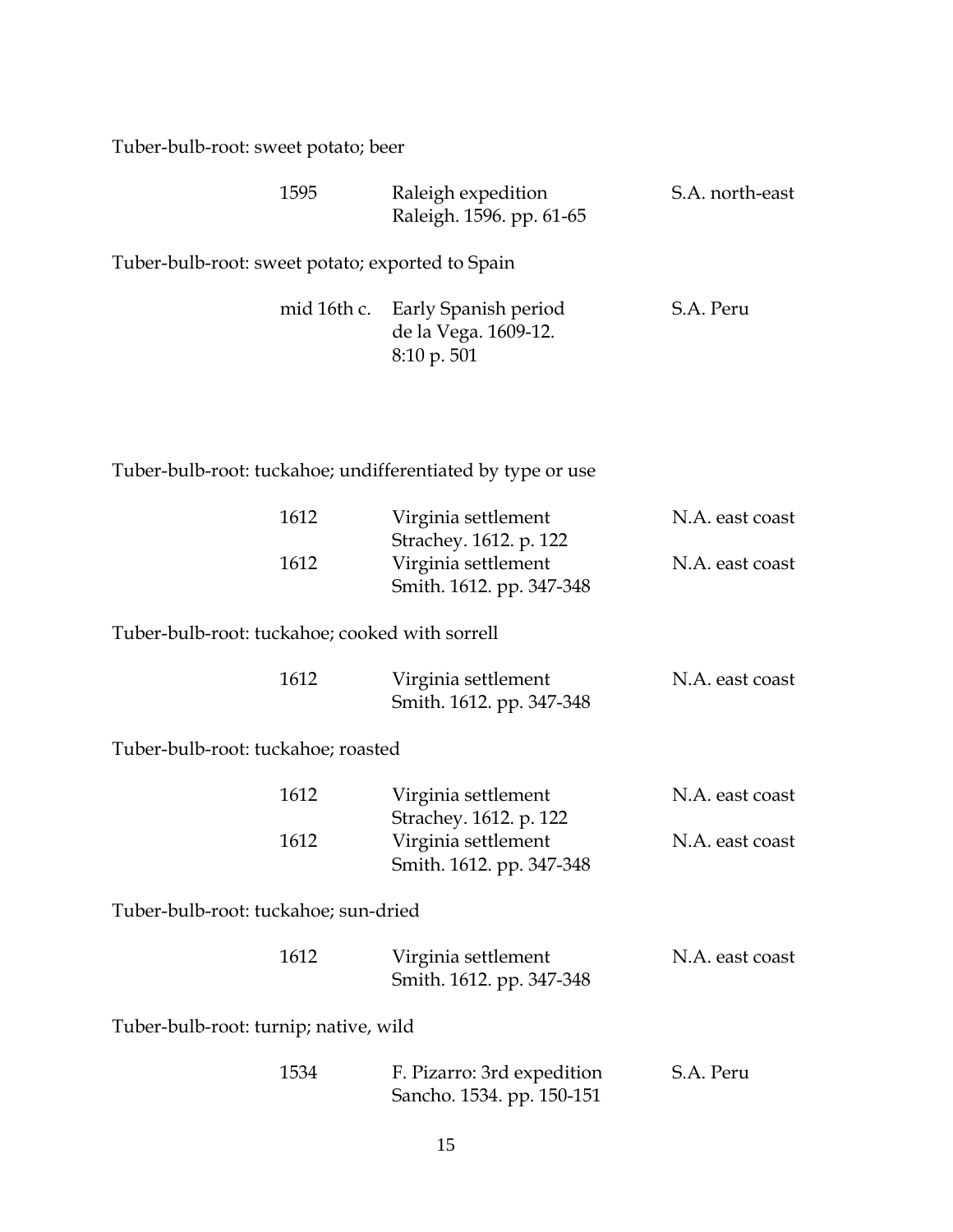Tuber-bulb-root: sweet potato; beer

| | | |
|---|---|---|
| 1595 | Raleigh expedition<br>Raleigh. 1596. pp. 61-65 | S.A. north-east |

Tuber-bulb-root: sweet potato; exported to Spain

| | | |
|---|---|---|
| mid 16th c. | Early Spanish period<br>de la Vega. 1609-12.<br>8:10 p. 501 | S.A. Peru |

Tuber-bulb-root: tuckahoe; undifferentiated by type or use

| | | |
|---|---|---|
| 1612 | Virginia settlement<br>Strachey. 1612. p. 122 | N.A. east coast |
| 1612 | Virginia settlement<br>Smith. 1612. pp. 347-348 | N.A. east coast |

Tuber-bulb-root: tuckahoe; cooked with sorrell

| | | |
|---|---|---|
| 1612 | Virginia settlement<br>Smith. 1612. pp. 347-348 | N.A. east coast |

Tuber-bulb-root: tuckahoe; roasted

| | | |
|---|---|---|
| 1612 | Virginia settlement<br>Strachey. 1612. p. 122 | N.A. east coast |
| 1612 | Virginia settlement<br>Smith. 1612. pp. 347-348 | N.A. east coast |

Tuber-bulb-root: tuckahoe; sun-dried

| | | |
|---|---|---|
| 1612 | Virginia settlement<br>Smith. 1612. pp. 347-348 | N.A. east coast |

Tuber-bulb-root: turnip; native, wild

| | | |
|---|---|---|
| 1534 | F. Pizarro: 3rd expedition<br>Sancho. 1534. pp. 150-151 | S.A. Peru |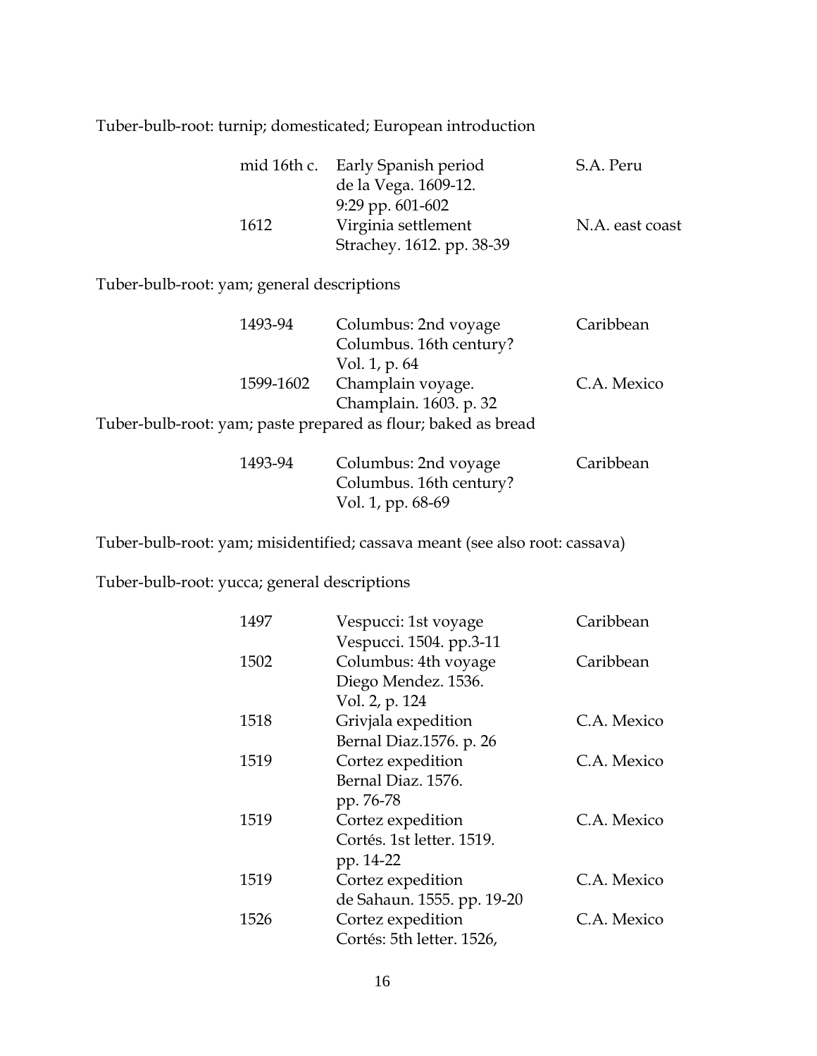Tuber-bulb-root: turnip; domesticated; European introduction

| | | |
|---|---|---|
| mid 16th c. | Early Spanish period<br>de la Vega. 1609-12.<br>9:29 pp. 601-602 | S.A. Peru |
| 1612 | Virginia settlement<br>Strachey. 1612. pp. 38-39 | N.A. east coast |

Tuber-bulb-root: yam; general descriptions

| | | |
|---|---|---|
| 1493-94 | Columbus: 2nd voyage<br>Columbus. 16th century?<br>Vol. 1, p. 64 | Caribbean |
| 1599-1602 | Champlain voyage.<br>Champlain. 1603. p. 32 | C.A. Mexico |

Tuber-bulb-root: yam; paste prepared as flour; baked as bread

| | | |
|---|---|---|
| 1493-94 | Columbus: 2nd voyage<br>Columbus. 16th century?<br>Vol. 1, pp. 68-69 | Caribbean |

Tuber-bulb-root: yam; misidentified; cassava meant (see also root: cassava)

Tuber-bulb-root: yucca; general descriptions

| | | |
|---|---|---|
| 1497 | Vespucci: 1st voyage<br>Vespucci. 1504. pp.3-11 | Caribbean |
| 1502 | Columbus: 4th voyage<br>Diego Mendez. 1536.<br>Vol. 2, p. 124 | Caribbean |
| 1518 | Grivjala expedition<br>Bernal Diaz.1576. p. 26 | C.A. Mexico |
| 1519 | Cortez expedition<br>Bernal Diaz. 1576.<br>pp. 76-78 | C.A. Mexico |
| 1519 | Cortez expedition<br>Cortés. 1st letter. 1519.<br>pp. 14-22 | C.A. Mexico |
| 1519 | Cortez expedition<br>de Sahaun. 1555. pp. 19-20 | C.A. Mexico |
| 1526 | Cortez expedition<br>Cortés: 5th letter. 1526, | C.A. Mexico |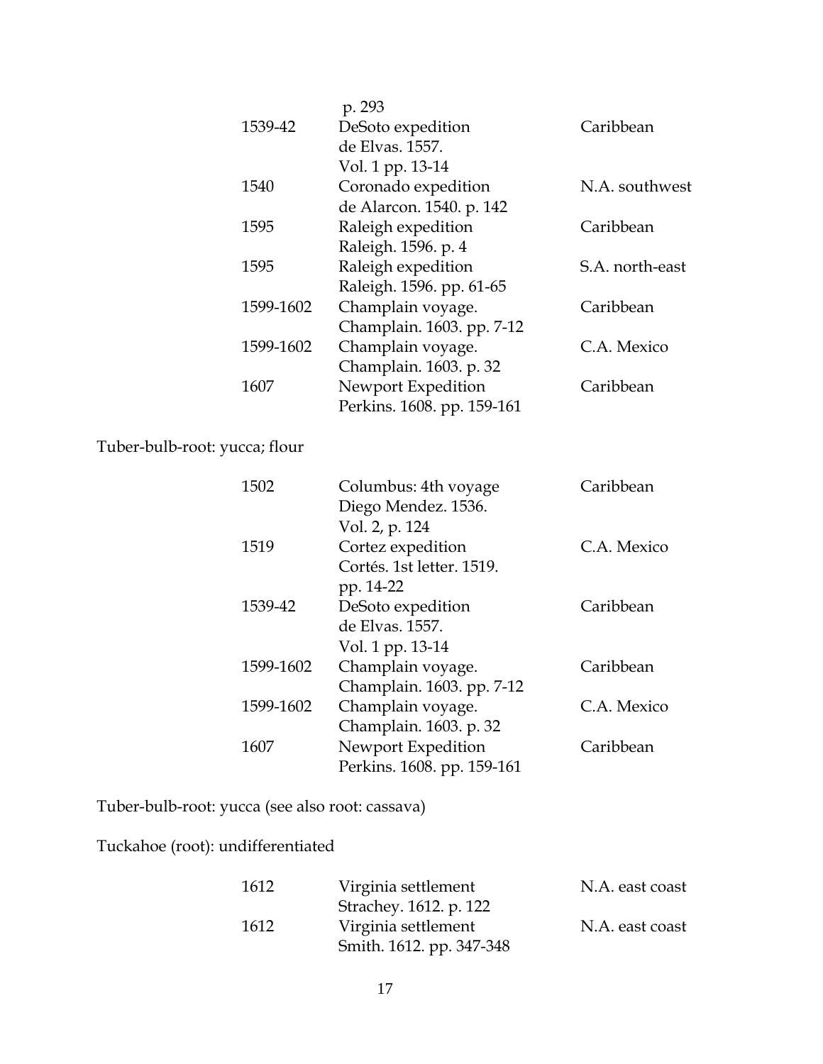| | | |
|---|---|---|
| | p. 293 | |
| 1539-42 | DeSoto expedition<br>de Elvas. 1557.<br>Vol. 1 pp. 13-14 | Caribbean |
| 1540 | Coronado expedition<br>de Alarcon. 1540. p. 142 | N.A. southwest |
| 1595 | Raleigh expedition<br>Raleigh. 1596. p. 4 | Caribbean |
| 1595 | Raleigh expedition<br>Raleigh. 1596. pp. 61-65 | S.A. north-east |
| 1599-1602 | Champlain voyage.<br>Champlain. 1603. pp. 7-12 | Caribbean |
| 1599-1602 | Champlain voyage.<br>Champlain. 1603. p. 32 | C.A. Mexico |
| 1607 | Newport Expedition<br>Perkins. 1608. pp. 159-161 | Caribbean |

Tuber-bulb-root: yucca; flour

| | | |
|---|---|---|
| 1502 | Columbus: 4th voyage<br>Diego Mendez. 1536.<br>Vol. 2, p. 124 | Caribbean |
| 1519 | Cortez expedition<br>Cortés. 1st letter. 1519.<br>pp. 14-22 | C.A. Mexico |
| 1539-42 | DeSoto expedition<br>de Elvas. 1557.<br>Vol. 1 pp. 13-14 | Caribbean |
| 1599-1602 | Champlain voyage.<br>Champlain. 1603. pp. 7-12 | Caribbean |
| 1599-1602 | Champlain voyage.<br>Champlain. 1603. p. 32 | C.A. Mexico |
| 1607 | Newport Expedition<br>Perkins. 1608. pp. 159-161 | Caribbean |

Tuber-bulb-root: yucca (see also root: cassava)

Tuckahoe (root): undifferentiated

| | | |
|---|---|---|
| 1612 | Virginia settlement<br>Strachey. 1612. p. 122 | N.A. east coast |
| 1612 | Virginia settlement<br>Smith. 1612. pp. 347-348 | N.A. east coast |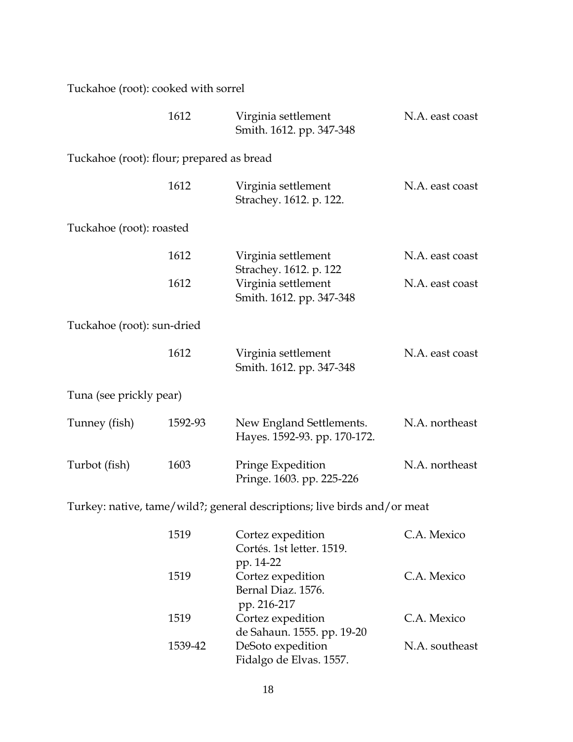Tuckahoe (root): cooked with sorrel

| | | | |
|---|---|---|---|
| | 1612 | Virginia settlement<br>Smith. 1612. pp. 347-348 | N.A. east coast |

Tuckahoe (root): flour; prepared as bread

| | | | |
|---|---|---|---|
| | 1612 | Virginia settlement<br>Strachey. 1612. p. 122. | N.A. east coast |

Tuckahoe (root): roasted

| | | | |
|---|---|---|---|
| | 1612 | Virginia settlement<br>Strachey. 1612. p. 122 | N.A. east coast |
| | 1612 | Virginia settlement<br>Smith. 1612. pp. 347-348 | N.A. east coast |

Tuckahoe (root): sun-dried

| | | | |
|---|---|---|---|
| | 1612 | Virginia settlement<br>Smith. 1612. pp. 347-348 | N.A. east coast |

Tuna (see prickly pear)

| | | | |
|---|---|---|---|
| Tunney (fish) | 1592-93 | New England Settlements.<br>Hayes. 1592-93. pp. 170-172. | N.A. northeast |
| Turbot (fish) | 1603 | Pringe Expedition<br>Pringe. 1603. pp. 225-226 | N.A. northeast |

Turkey: native, tame/wild?; general descriptions; live birds and/or meat

| | | | |
|---|---|---|---|
| | 1519 | Cortez expedition<br>Cortés. 1st letter. 1519.<br>pp. 14-22 | C.A. Mexico |
| | 1519 | Cortez expedition<br>Bernal Diaz. 1576.<br>pp. 216-217 | C.A. Mexico |
| | 1519 | Cortez expedition<br>de Sahaun. 1555. pp. 19-20 | C.A. Mexico |
| | 1539-42 | DeSoto expedition<br>Fidalgo de Elvas. 1557. | N.A. southeast |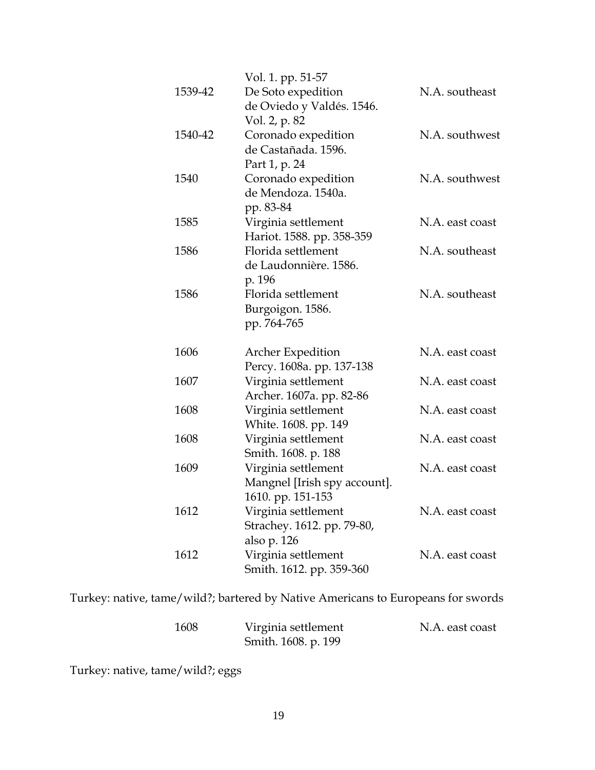| | | |
|---|---|---|
| | Vol. 1. pp. 51-57 | |
| 1539-42 | De Soto expedition<br>de Oviedo y Valdés. 1546.<br>Vol. 2, p. 82 | N.A. southeast |
| 1540-42 | Coronado expedition<br>de Castañada. 1596.<br>Part 1, p. 24 | N.A. southwest |
| 1540 | Coronado expedition<br>de Mendoza. 1540a.<br>pp. 83-84 | N.A. southwest |
| 1585 | Virginia settlement<br>Hariot. 1588. pp. 358-359 | N.A. east coast |
| 1586 | Florida settlement<br>de Laudonnière. 1586.<br>p. 196 | N.A. southeast |
| 1586 | Florida settlement<br>Burgoigon. 1586.<br>pp. 764-765 | N.A. southeast |
| 1606 | Archer Expedition<br>Percy. 1608a. pp. 137-138 | N.A. east coast |
| 1607 | Virginia settlement<br>Archer. 1607a. pp. 82-86 | N.A. east coast |
| 1608 | Virginia settlement<br>White. 1608. pp. 149 | N.A. east coast |
| 1608 | Virginia settlement<br>Smith. 1608. p. 188 | N.A. east coast |
| 1609 | Virginia settlement<br>Mangnel [Irish spy account].<br>1610. pp. 151-153 | N.A. east coast |
| 1612 | Virginia settlement<br>Strachey. 1612. pp. 79-80,<br>also p. 126 | N.A. east coast |
| 1612 | Virginia settlement<br>Smith. 1612. pp. 359-360 | N.A. east coast |

Turkey: native, tame/wild?; bartered by Native Americans to Europeans for swords

| | | |
|---|---|---|
| 1608 | Virginia settlement<br>Smith. 1608. p. 199 | N.A. east coast |

Turkey: native, tame/wild?; eggs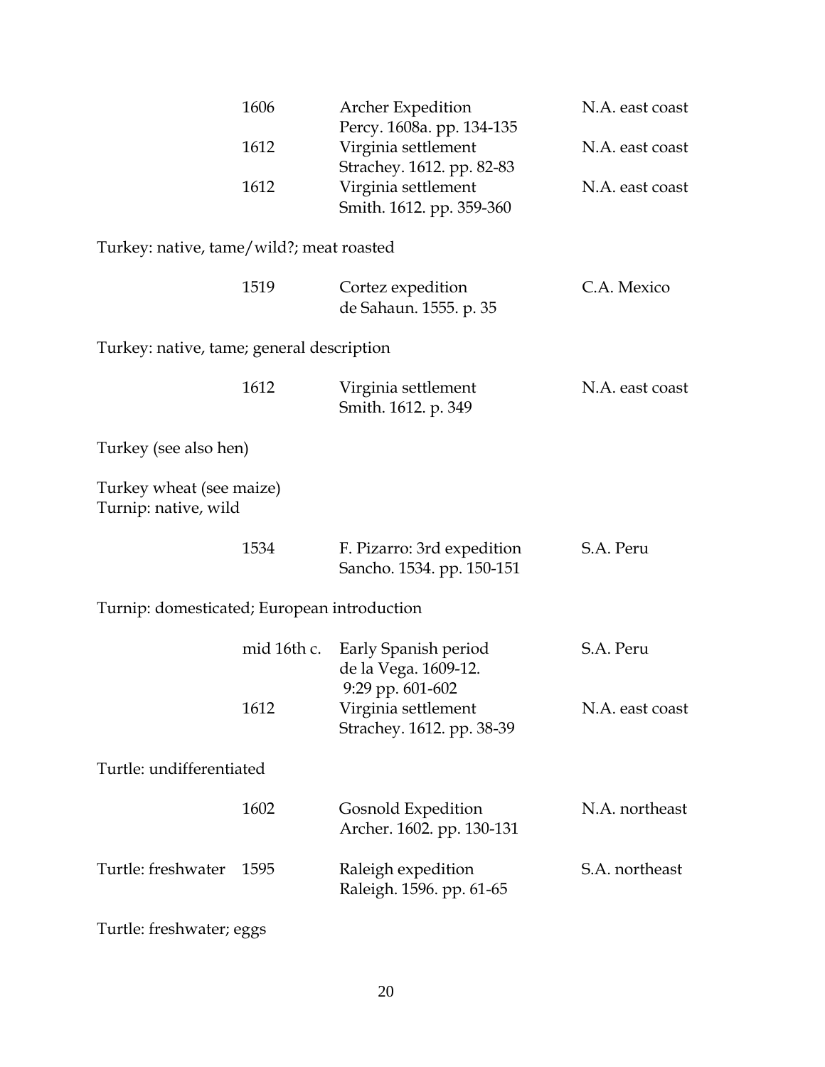| | | | |
|---|---|---|---|
| | 1606 | Archer Expedition<br>Percy. 1608a. pp. 134-135 | N.A. east coast |
| | 1612 | Virginia settlement<br>Strachey. 1612. pp. 82-83 | N.A. east coast |
| | 1612 | Virginia settlement<br>Smith. 1612. pp. 359-360 | N.A. east coast |

Turkey: native, tame/wild?; meat roasted

| | | | |
|---|---|---|---|
| | 1519 | Cortez expedition<br>de Sahaun. 1555. p. 35 | C.A. Mexico |

Turkey: native, tame; general description

| | | | |
|---|---|---|---|
| | 1612 | Virginia settlement<br>Smith. 1612. p. 349 | N.A. east coast |

Turkey (see also hen)

Turkey wheat (see maize)

Turnip: native, wild

| | | | |
|---|---|---|---|
| | 1534 | F. Pizarro: 3rd expedition<br>Sancho. 1534. pp. 150-151 | S.A. Peru |

Turnip: domesticated; European introduction

| | | | |
|---|---|---|---|
| | mid 16th c. | Early Spanish period<br>de la Vega. 1609-12.<br>9:29 pp. 601-602 | S.A. Peru |
| | 1612 | Virginia settlement<br>Strachey. 1612. pp. 38-39 | N.A. east coast |

Turtle: undifferentiated

| | | | |
|---|---|---|---|
| | 1602 | Gosnold Expedition<br>Archer. 1602. pp. 130-131 | N.A. northeast |
| Turtle: freshwater | 1595 | Raleigh expedition<br>Raleigh. 1596. pp. 61-65 | S.A. northeast |

Turtle: freshwater; eggs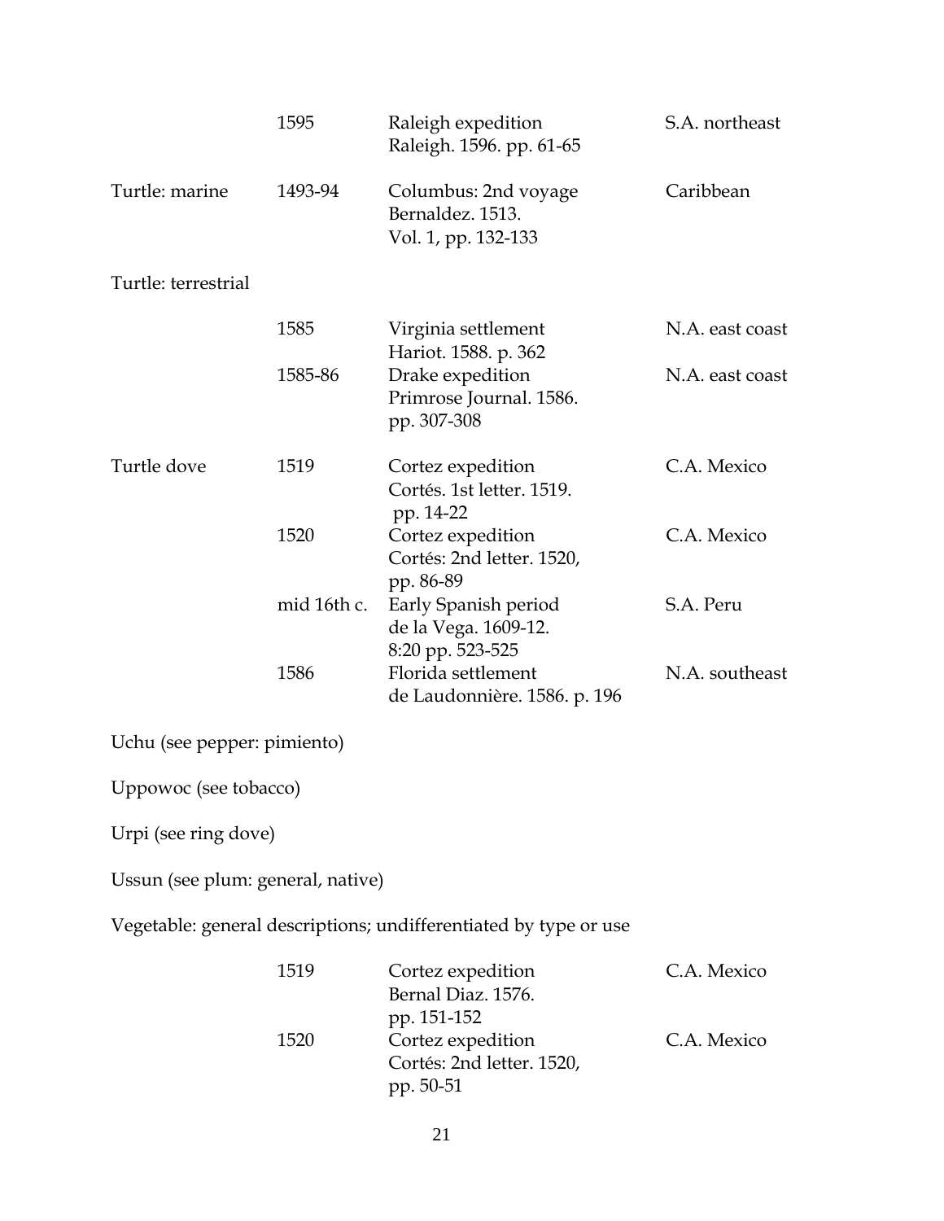| | | | |
|---|---|---|---|
| | 1595 | Raleigh expedition<br>Raleigh. 1596. pp. 61-65 | S.A. northeast |
| Turtle: marine | 1493-94 | Columbus: 2nd voyage<br>Bernaldez. 1513.<br>Vol. 1, pp. 132-133 | Caribbean |
| Turtle: terrestrial | | | |
| | 1585 | Virginia settlement<br>Hariot. 1588. p. 362 | N.A. east coast |
| | 1585-86 | Drake expedition<br>Primrose Journal. 1586.<br>pp. 307-308 | N.A. east coast |
| Turtle dove | 1519 | Cortez expedition<br>Cortés. 1st letter. 1519.<br>pp. 14-22 | C.A. Mexico |
| | 1520 | Cortez expedition<br>Cortés: 2nd letter. 1520,<br>pp. 86-89 | C.A. Mexico |
| | mid 16th c. | Early Spanish period<br>de la Vega. 1609-12.<br>8:20 pp. 523-525 | S.A. Peru |
| | 1586 | Florida settlement<br>de Laudonnière. 1586. p. 196 | N.A. southeast |

Uchu (see pepper: pimiento)

Uppowoc (see tobacco)

Urpi (see ring dove)

Ussun (see plum: general, native)

Vegetable: general descriptions; undifferentiated by type or use

| | | | |
|---|---|---|---|
| | 1519 | Cortez expedition<br>Bernal Diaz. 1576.<br>pp. 151-152 | C.A. Mexico |
| | 1520 | Cortez expedition<br>Cortés: 2nd letter. 1520,<br>pp. 50-51 | C.A. Mexico |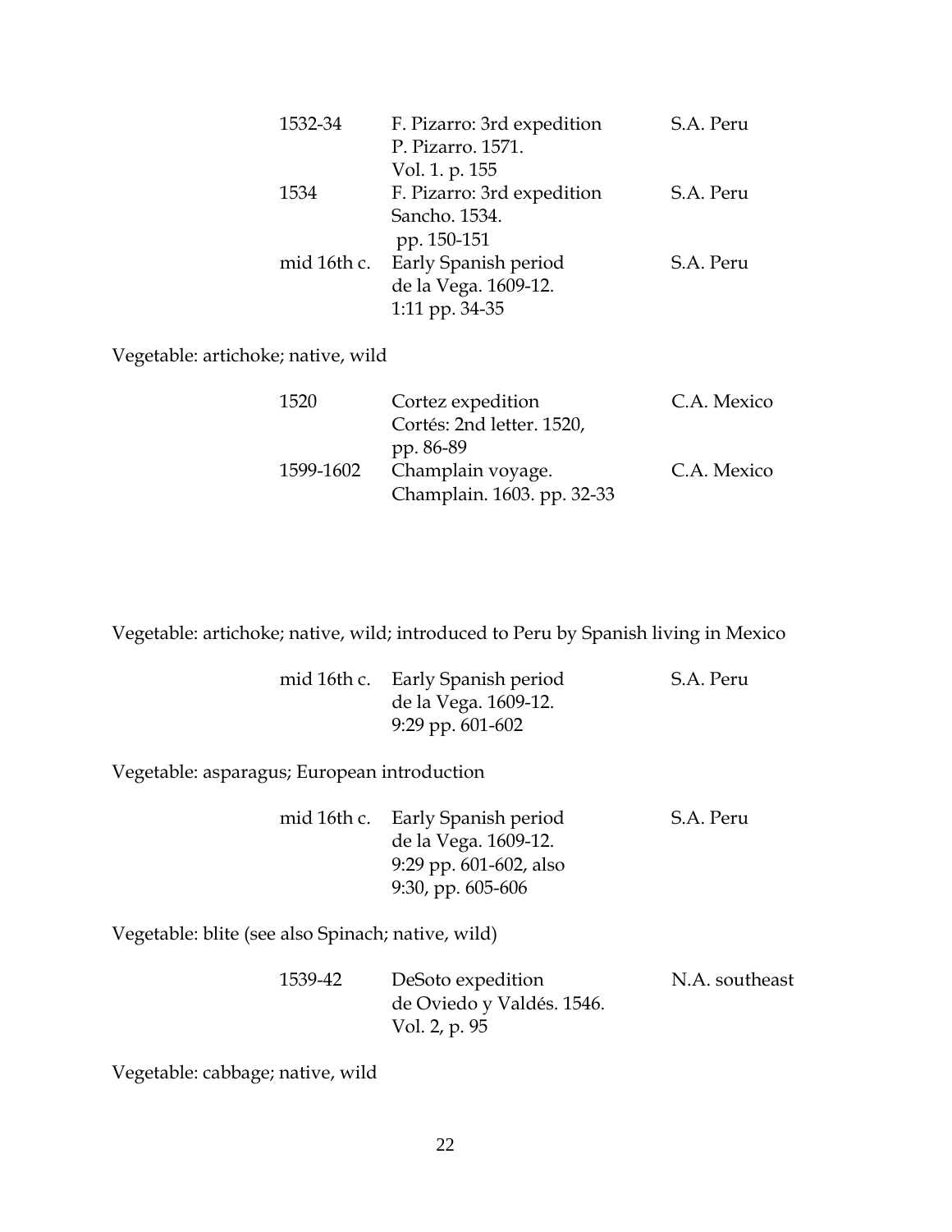| | | |
|---|---|---|
| 1532-34 | F. Pizarro: 3rd expedition<br>P. Pizarro. 1571.<br>Vol. 1. p. 155 | S.A. Peru |
| 1534 | F. Pizarro: 3rd expedition<br>Sancho. 1534.<br>pp. 150-151 | S.A. Peru |
| mid 16th c. | Early Spanish period<br>de la Vega. 1609-12.<br>1:11 pp. 34-35 | S.A. Peru |

Vegetable: artichoke; native, wild

| | | |
|---|---|---|
| 1520 | Cortez expedition<br>Cortés: 2nd letter. 1520,<br>pp. 86-89 | C.A. Mexico |
| 1599-1602 | Champlain voyage.<br>Champlain. 1603. pp. 32-33 | C.A. Mexico |

Vegetable: artichoke; native, wild; introduced to Peru by Spanish living in Mexico

| | | |
|---|---|---|
| mid 16th c. | Early Spanish period<br>de la Vega. 1609-12.<br>9:29 pp. 601-602 | S.A. Peru |

Vegetable: asparagus; European introduction

| | | |
|---|---|---|
| mid 16th c. | Early Spanish period<br>de la Vega. 1609-12.<br>9:29 pp. 601-602, also<br>9:30, pp. 605-606 | S.A. Peru |

Vegetable: blite (see also Spinach; native, wild)

| | | |
|---|---|---|
| 1539-42 | DeSoto expedition<br>de Oviedo y Valdés. 1546.<br>Vol. 2, p. 95 | N.A. southeast |

Vegetable: cabbage; native, wild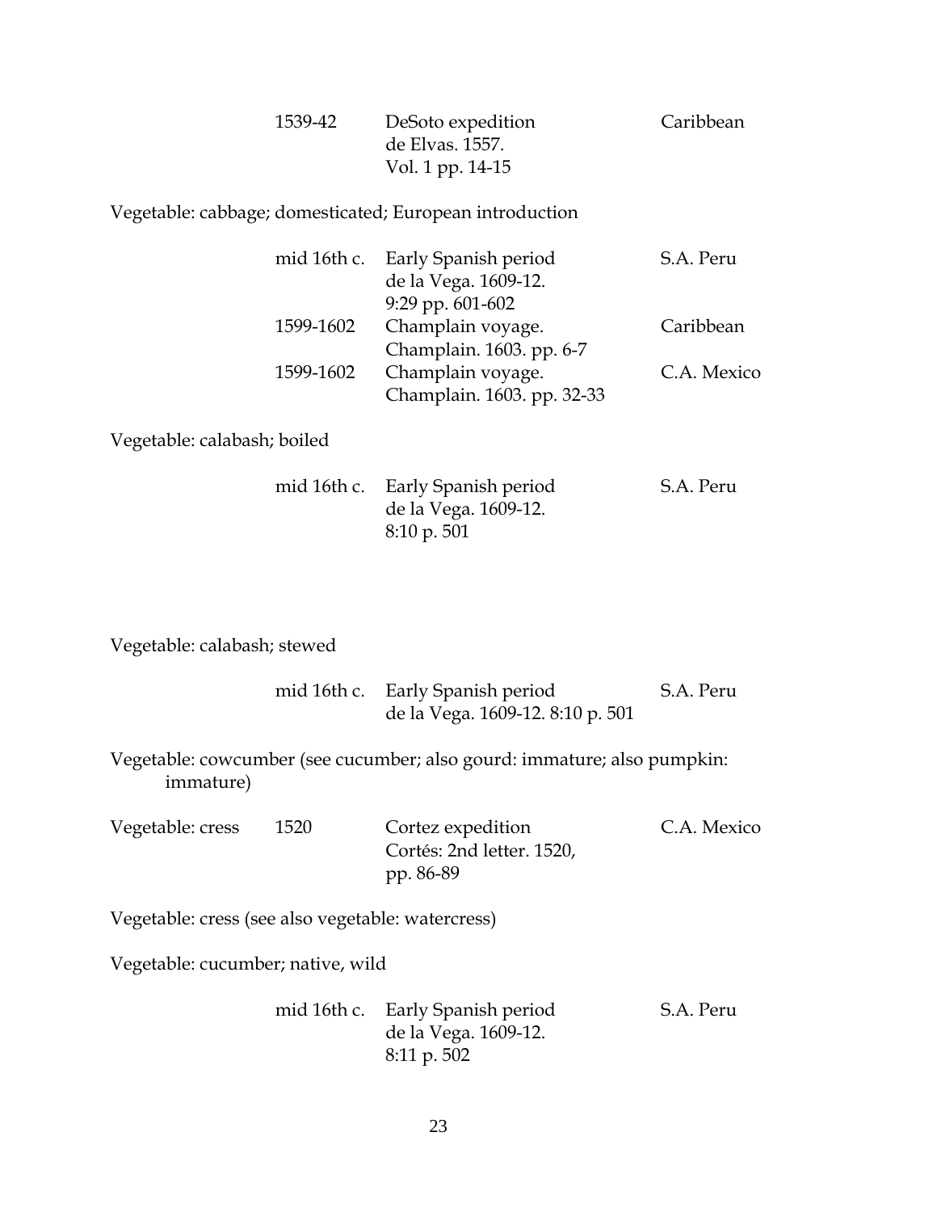| | | | |
|---|---|---|---|
| | 1539-42 | DeSoto expedition<br>de Elvas. 1557.<br>Vol. 1 pp. 14-15 | Caribbean |

Vegetable: cabbage; domesticated; European introduction

| | | | |
|---|---|---|---|
| | mid 16th c. | Early Spanish period<br>de la Vega. 1609-12.<br>9:29 pp. 601-602 | S.A. Peru |
| | 1599-1602 | Champlain voyage.<br>Champlain. 1603. pp. 6-7 | Caribbean |
| | 1599-1602 | Champlain voyage.<br>Champlain. 1603. pp. 32-33 | C.A. Mexico |

Vegetable: calabash; boiled

| | | | |
|---|---|---|---|
| | mid 16th c. | Early Spanish period<br>de la Vega. 1609-12.<br>8:10 p. 501 | S.A. Peru |

Vegetable: calabash; stewed

| | | | |
|---|---|---|---|
| | mid 16th c. | Early Spanish period<br>de la Vega. 1609-12. 8:10 p. 501 | S.A. Peru |

Vegetable: cowcumber (see cucumber; also gourd: immature; also pumpkin: immature)

| | | | |
|---|---|---|---|
| Vegetable: cress | 1520 | Cortez expedition<br>Cortés: 2nd letter. 1520,<br>pp. 86-89 | C.A. Mexico |

Vegetable: cress (see also vegetable: watercress)

Vegetable: cucumber; native, wild

| | | | |
|---|---|---|---|
| | mid 16th c. | Early Spanish period<br>de la Vega. 1609-12.<br>8:11 p. 502 | S.A. Peru |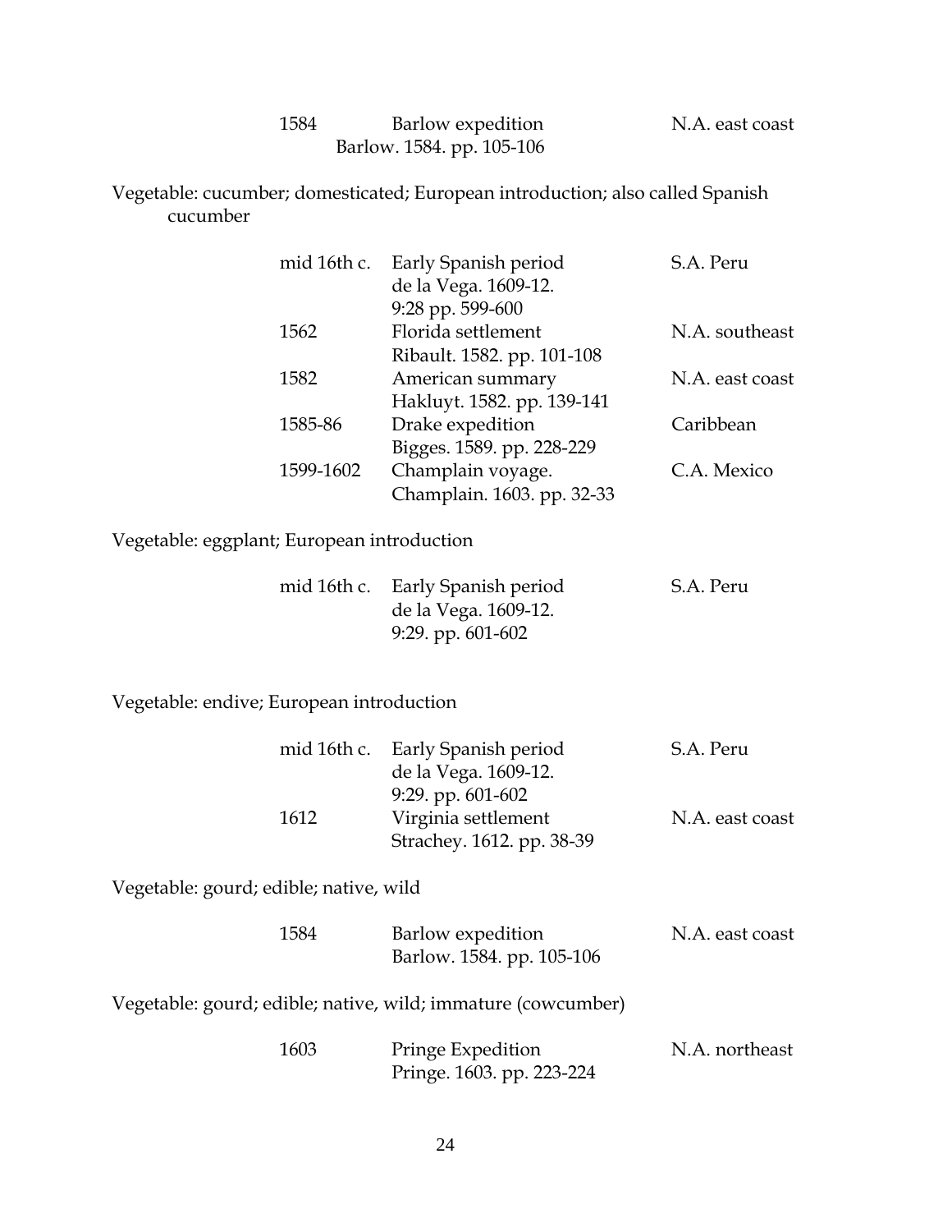| | | |
|---|---|---|
| 1584 | Barlow expedition<br>Barlow. 1584. pp. 105-106 | N.A. east coast |

Vegetable: cucumber; domesticated; European introduction; also called Spanish cucumber

| | | |
|---|---|---|
| mid 16th c. | Early Spanish period<br>de la Vega. 1609-12.<br>9:28 pp. 599-600 | S.A. Peru |
| 1562 | Florida settlement<br>Ribault. 1582. pp. 101-108 | N.A. southeast |
| 1582 | American summary<br>Hakluyt. 1582. pp. 139-141 | N.A. east coast |
| 1585-86 | Drake expedition<br>Bigges. 1589. pp. 228-229 | Caribbean |
| 1599-1602 | Champlain voyage.<br>Champlain. 1603. pp. 32-33 | C.A. Mexico |

Vegetable: eggplant; European introduction

| | | |
|---|---|---|
| mid 16th c. | Early Spanish period<br>de la Vega. 1609-12.<br>9:29. pp. 601-602 | S.A. Peru |

Vegetable: endive; European introduction

| | | |
|---|---|---|
| mid 16th c. | Early Spanish period<br>de la Vega. 1609-12.<br>9:29. pp. 601-602 | S.A. Peru |
| 1612 | Virginia settlement<br>Strachey. 1612. pp. 38-39 | N.A. east coast |

Vegetable: gourd; edible; native, wild

| | | |
|---|---|---|
| 1584 | Barlow expedition<br>Barlow. 1584. pp. 105-106 | N.A. east coast |

Vegetable: gourd; edible; native, wild; immature (cowcumber)

| | | |
|---|---|---|
| 1603 | Pringe Expedition<br>Pringe. 1603. pp. 223-224 | N.A. northeast |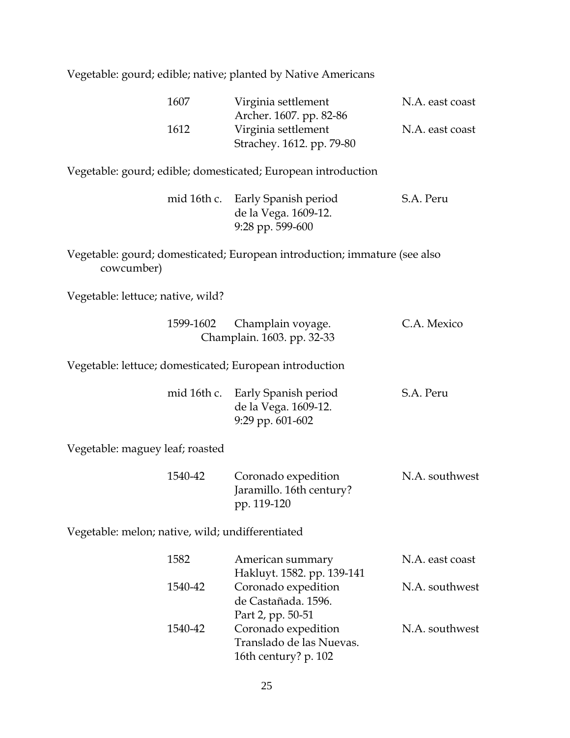Vegetable: gourd; edible; native; planted by Native Americans

| | | |
|---|---|---|
| 1607 | Virginia settlement<br>Archer. 1607. pp. 82-86 | N.A. east coast |
| 1612 | Virginia settlement<br>Strachey. 1612. pp. 79-80 | N.A. east coast |

Vegetable: gourd; edible; domesticated; European introduction

| | | |
|---|---|---|
| mid 16th c. | Early Spanish period<br>de la Vega. 1609-12.<br>9:28 pp. 599-600 | S.A. Peru |

Vegetable: gourd; domesticated; European introduction; immature (see also cowcumber)

Vegetable: lettuce; native, wild?

| | | |
|---|---|---|
| 1599-1602 | Champlain voyage.<br>Champlain. 1603. pp. 32-33 | C.A. Mexico |

Vegetable: lettuce; domesticated; European introduction

| | | |
|---|---|---|
| mid 16th c. | Early Spanish period<br>de la Vega. 1609-12.<br>9:29 pp. 601-602 | S.A. Peru |

Vegetable: maguey leaf; roasted

| | | |
|---|---|---|
| 1540-42 | Coronado expedition<br>Jaramillo. 16th century?<br>pp. 119-120 | N.A. southwest |

Vegetable: melon; native, wild; undifferentiated

| | | |
|---|---|---|
| 1582 | American summary<br>Hakluyt. 1582. pp. 139-141 | N.A. east coast |
| 1540-42 | Coronado expedition<br>de Castañada. 1596.<br>Part 2, pp. 50-51 | N.A. southwest |
| 1540-42 | Coronado expedition<br>Translado de las Nuevas.<br>16th century? p. 102 | N.A. southwest |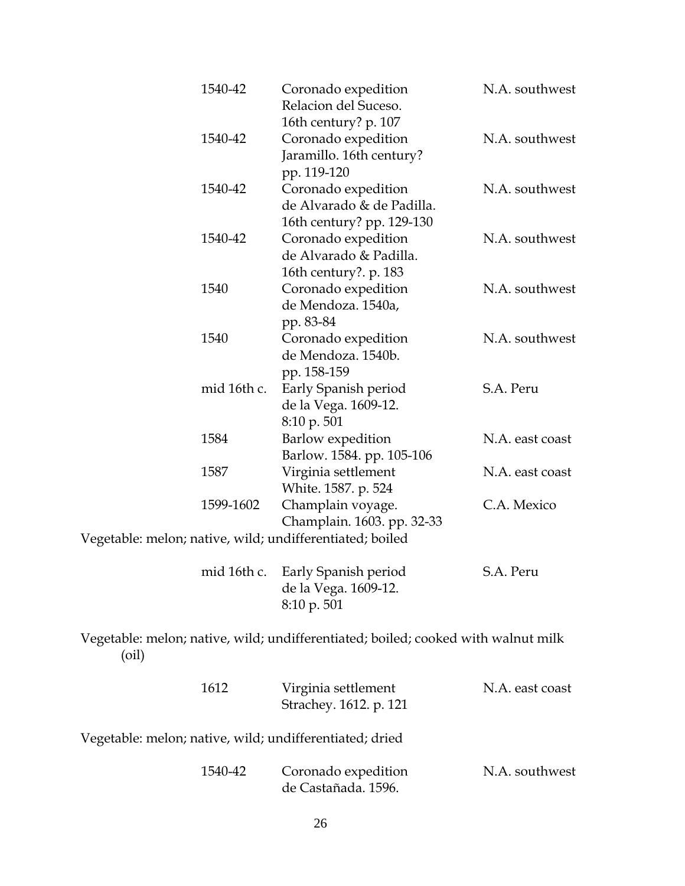| | | |
|---|---|---|
| 1540-42 | Coronado expedition<br>Relacion del Suceso.<br>16th century? p. 107 | N.A. southwest |
| 1540-42 | Coronado expedition<br>Jaramillo. 16th century?<br>pp. 119-120 | N.A. southwest |
| 1540-42 | Coronado expedition<br>de Alvarado & de Padilla.<br>16th century? pp. 129-130 | N.A. southwest |
| 1540-42 | Coronado expedition<br>de Alvarado & Padilla.<br>16th century?. p. 183 | N.A. southwest |
| 1540 | Coronado expedition<br>de Mendoza. 1540a,<br>pp. 83-84 | N.A. southwest |
| 1540 | Coronado expedition<br>de Mendoza. 1540b.<br>pp. 158-159 | N.A. southwest |
| mid 16th c. | Early Spanish period<br>de la Vega. 1609-12.<br>8:10 p. 501 | S.A. Peru |
| 1584 | Barlow expedition<br>Barlow. 1584. pp. 105-106 | N.A. east coast |
| 1587 | Virginia settlement<br>White. 1587. p. 524 | N.A. east coast |
| 1599-1602 | Champlain voyage.<br>Champlain. 1603. pp. 32-33 | C.A. Mexico |

Vegetable: melon; native, wild; undifferentiated; boiled

| | | |
|---|---|---|
| mid 16th c. | Early Spanish period<br>de la Vega. 1609-12.<br>8:10 p. 501 | S.A. Peru |

Vegetable: melon; native, wild; undifferentiated; boiled; cooked with walnut milk (oil)

| | | |
|---|---|---|
| 1612 | Virginia settlement<br>Strachey. 1612. p. 121 | N.A. east coast |

Vegetable: melon; native, wild; undifferentiated; dried

| | | |
|---|---|---|
| 1540-42 | Coronado expedition<br>de Castañada. 1596. | N.A. southwest |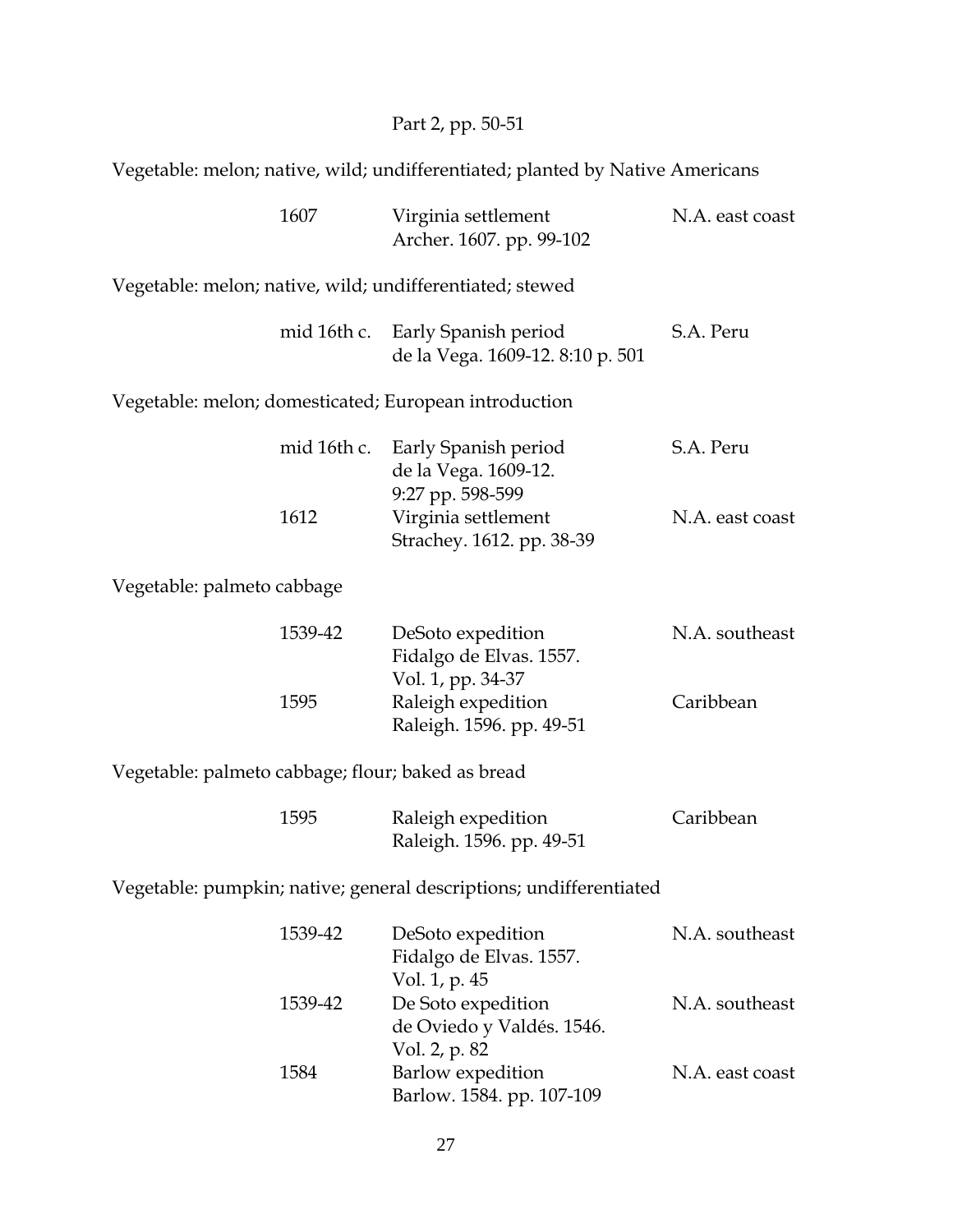Part 2, pp. 50-51

Vegetable: melon; native, wild; undifferentiated; planted by Native Americans

| | | |
|---|---|---|
| 1607 | Virginia settlement<br>Archer. 1607. pp. 99-102 | N.A. east coast |

Vegetable: melon; native, wild; undifferentiated; stewed

| | | |
|---|---|---|
| mid 16th c. | Early Spanish period<br>de la Vega. 1609-12. 8:10 p. 501 | S.A. Peru |

Vegetable: melon; domesticated; European introduction

| | | |
|---|---|---|
| mid 16th c. | Early Spanish period<br>de la Vega. 1609-12.<br>9:27 pp. 598-599 | S.A. Peru |
| 1612 | Virginia settlement<br>Strachey. 1612. pp. 38-39 | N.A. east coast |

Vegetable: palmeto cabbage

| | | |
|---|---|---|
| 1539-42 | DeSoto expedition<br>Fidalgo de Elvas. 1557.<br>Vol. 1, pp. 34-37 | N.A. southeast |
| 1595 | Raleigh expedition<br>Raleigh. 1596. pp. 49-51 | Caribbean |

Vegetable: palmeto cabbage; flour; baked as bread

| | | |
|---|---|---|
| 1595 | Raleigh expedition<br>Raleigh. 1596. pp. 49-51 | Caribbean |

Vegetable: pumpkin; native; general descriptions; undifferentiated

| | | |
|---|---|---|
| 1539-42 | DeSoto expedition<br>Fidalgo de Elvas. 1557.<br>Vol. 1, p. 45 | N.A. southeast |
| 1539-42 | De Soto expedition<br>de Oviedo y Valdés. 1546.<br>Vol. 2, p. 82 | N.A. southeast |
| 1584 | Barlow expedition<br>Barlow. 1584. pp. 107-109 | N.A. east coast |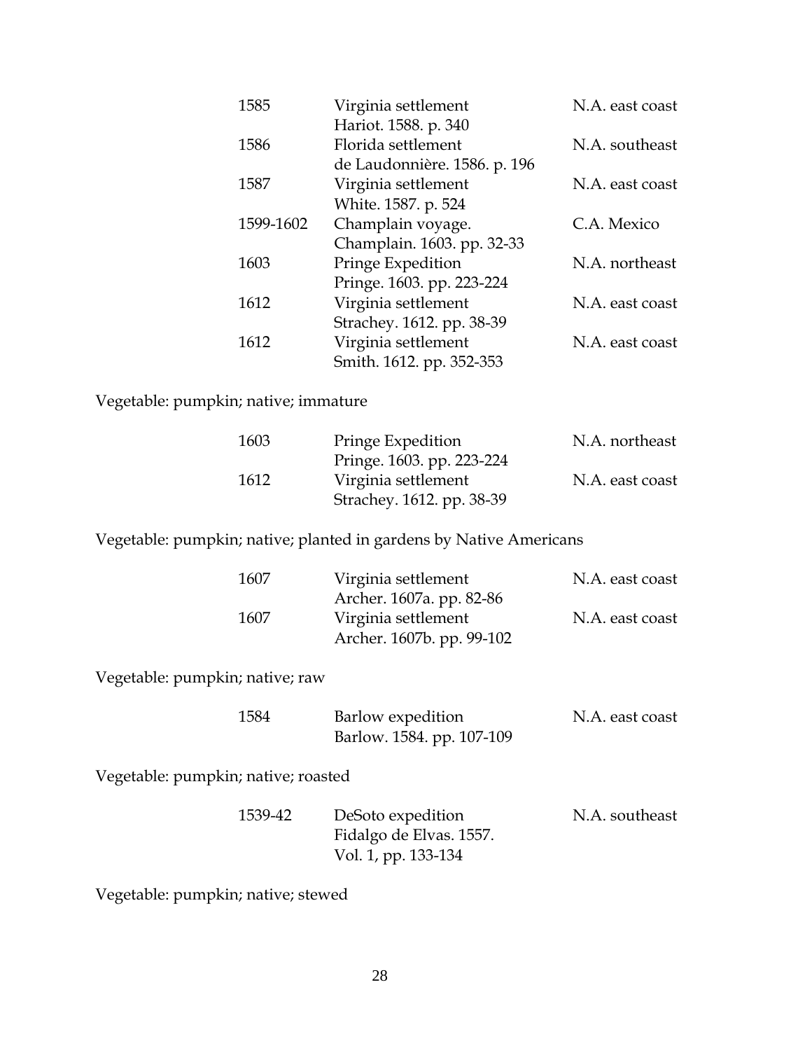| | | |
|---|---|---|
| 1585 | Virginia settlement<br>Hariot. 1588. p. 340 | N.A. east coast |
| 1586 | Florida settlement<br>de Laudonnière. 1586. p. 196 | N.A. southeast |
| 1587 | Virginia settlement<br>White. 1587. p. 524 | N.A. east coast |
| 1599-1602 | Champlain voyage.<br>Champlain. 1603. pp. 32-33 | C.A. Mexico |
| 1603 | Pringe Expedition<br>Pringe. 1603. pp. 223-224 | N.A. northeast |
| 1612 | Virginia settlement<br>Strachey. 1612. pp. 38-39 | N.A. east coast |
| 1612 | Virginia settlement<br>Smith. 1612. pp. 352-353 | N.A. east coast |

Vegetable: pumpkin; native; immature

| | | |
|---|---|---|
| 1603 | Pringe Expedition<br>Pringe. 1603. pp. 223-224 | N.A. northeast |
| 1612 | Virginia settlement<br>Strachey. 1612. pp. 38-39 | N.A. east coast |

Vegetable: pumpkin; native; planted in gardens by Native Americans

| | | |
|---|---|---|
| 1607 | Virginia settlement<br>Archer. 1607a. pp. 82-86 | N.A. east coast |
| 1607 | Virginia settlement<br>Archer. 1607b. pp. 99-102 | N.A. east coast |

Vegetable: pumpkin; native; raw

| | | |
|---|---|---|
| 1584 | Barlow expedition<br>Barlow. 1584. pp. 107-109 | N.A. east coast |

Vegetable: pumpkin; native; roasted

| | | |
|---|---|---|
| 1539-42 | DeSoto expedition<br>Fidalgo de Elvas. 1557.<br>Vol. 1, pp. 133-134 | N.A. southeast |

Vegetable: pumpkin; native; stewed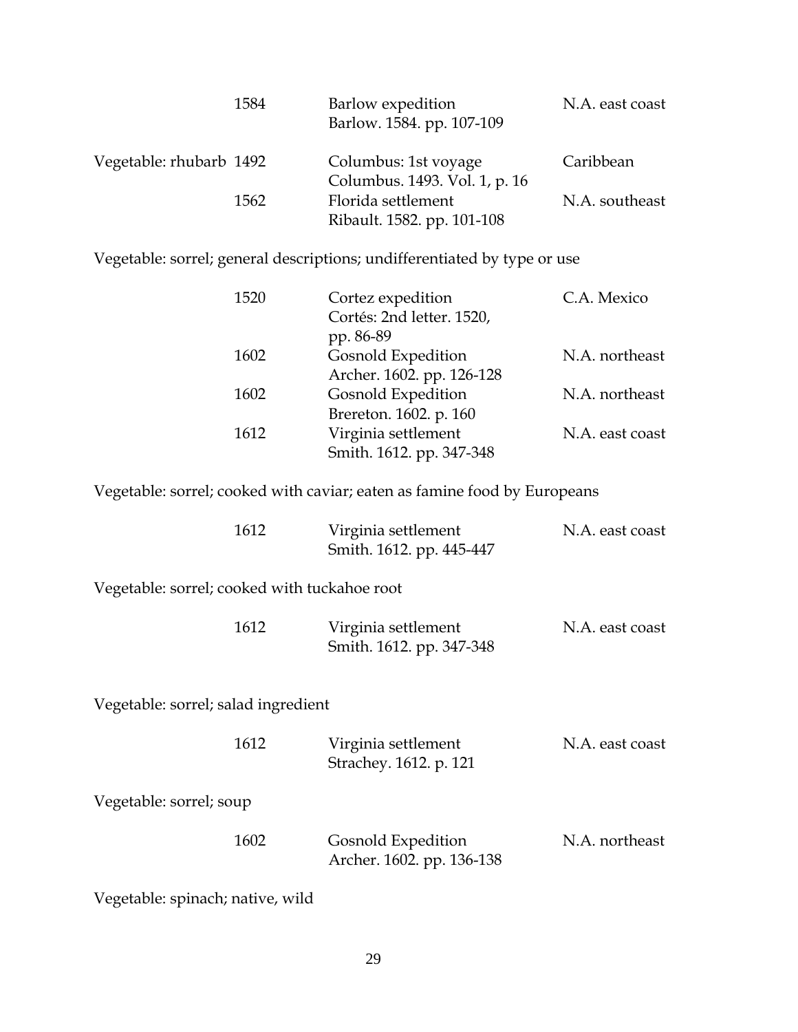| | | | |
|---|---|---|---|
| | 1584 | Barlow expedition<br>Barlow. 1584. pp. 107-109 | N.A. east coast |
| Vegetable: rhubarb | 1492 | Columbus: 1st voyage<br>Columbus. 1493. Vol. 1, p. 16 | Caribbean |
| | 1562 | Florida settlement<br>Ribault. 1582. pp. 101-108 | N.A. southeast |

Vegetable: sorrel; general descriptions; undifferentiated by type or use

| | | |
|---|---|---|
| 1520 | Cortez expedition<br>Cortés: 2nd letter. 1520, pp. 86-89 | C.A. Mexico |
| 1602 | Gosnold Expedition<br>Archer. 1602. pp. 126-128 | N.A. northeast |
| 1602 | Gosnold Expedition<br>Brereton. 1602. p. 160 | N.A. northeast |
| 1612 | Virginia settlement<br>Smith. 1612. pp. 347-348 | N.A. east coast |

Vegetable: sorrel; cooked with caviar; eaten as famine food by Europeans

| | | |
|---|---|---|
| 1612 | Virginia settlement<br>Smith. 1612. pp. 445-447 | N.A. east coast |

Vegetable: sorrel; cooked with tuckahoe root

| | | |
|---|---|---|
| 1612 | Virginia settlement<br>Smith. 1612. pp. 347-348 | N.A. east coast |

Vegetable: sorrel; salad ingredient

| | | |
|---|---|---|
| 1612 | Virginia settlement<br>Strachey. 1612. p. 121 | N.A. east coast |

Vegetable: sorrel; soup

| | | |
|---|---|---|
| 1602 | Gosnold Expedition<br>Archer. 1602. pp. 136-138 | N.A. northeast |

Vegetable: spinach; native, wild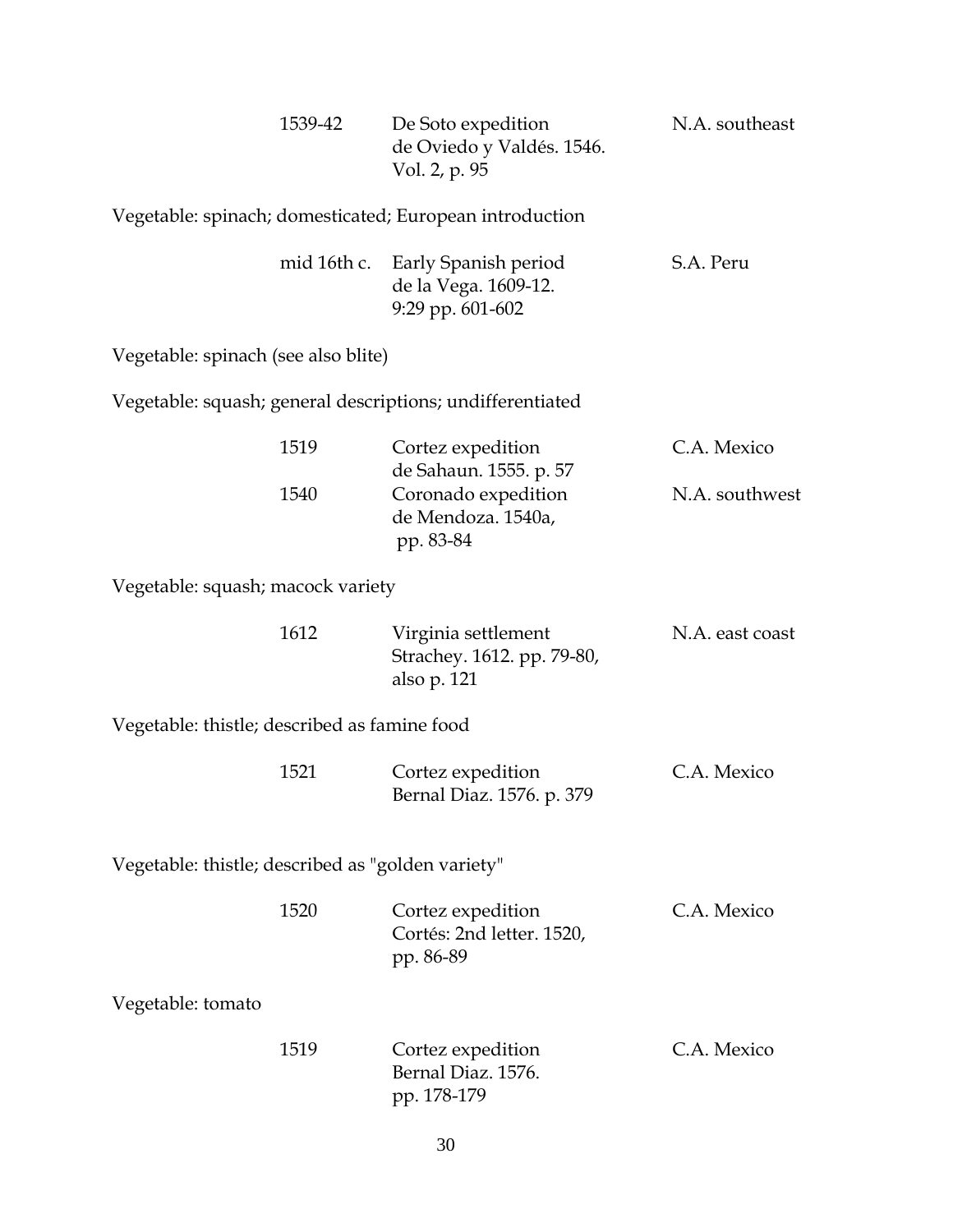| | | |
|---|---|---|
| 1539-42 | De Soto expedition<br>de Oviedo y Valdés. 1546.<br>Vol. 2, p. 95 | N.A. southeast |

Vegetable: spinach; domesticated; European introduction

| | | |
|---|---|---|
| mid 16th c. | Early Spanish period<br>de la Vega. 1609-12.<br>9:29 pp. 601-602 | S.A. Peru |

Vegetable: spinach (see also blite)

Vegetable: squash; general descriptions; undifferentiated

| | | |
|---|---|---|
| 1519 | Cortez expedition<br>de Sahaun. 1555. p. 57 | C.A. Mexico |
| 1540 | Coronado expedition<br>de Mendoza. 1540a,<br>pp. 83-84 | N.A. southwest |

Vegetable: squash; macock variety

| | | |
|---|---|---|
| 1612 | Virginia settlement<br>Strachey. 1612. pp. 79-80,<br>also p. 121 | N.A. east coast |

Vegetable: thistle; described as famine food

| | | |
|---|---|---|
| 1521 | Cortez expedition<br>Bernal Diaz. 1576. p. 379 | C.A. Mexico |

Vegetable: thistle; described as "golden variety"

| | | |
|---|---|---|
| 1520 | Cortez expedition<br>Cortés: 2nd letter. 1520,<br>pp. 86-89 | C.A. Mexico |

Vegetable: tomato

| | | |
|---|---|---|
| 1519 | Cortez expedition<br>Bernal Diaz. 1576.<br>pp. 178-179 | C.A. Mexico |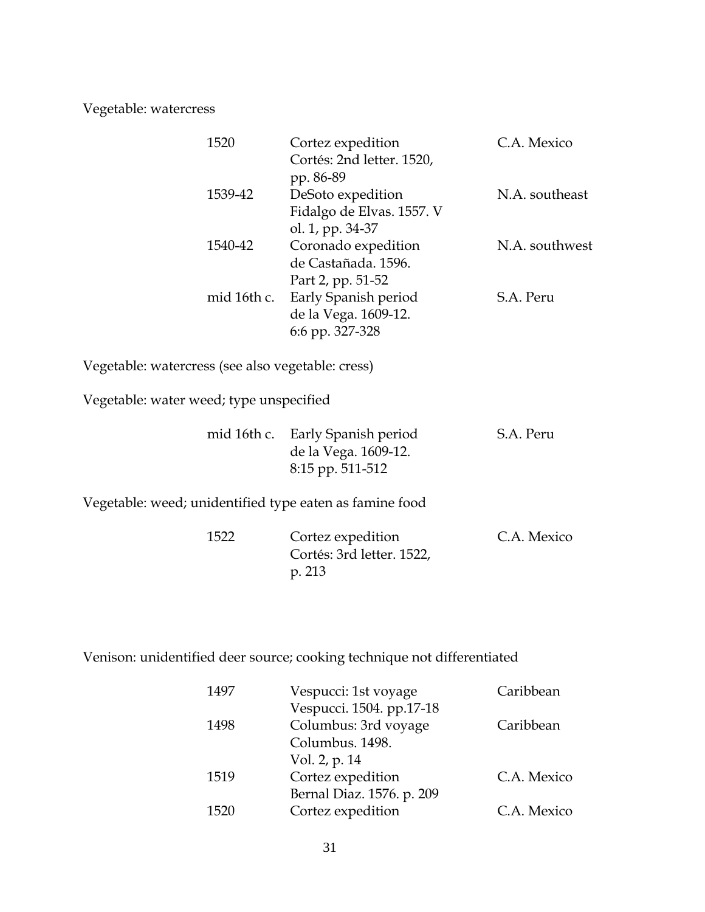Vegetable: watercress

| | | |
|---|---|---|
| 1520 | Cortez expedition<br>Cortés: 2nd letter. 1520, pp. 86-89 | C.A. Mexico |
| 1539-42 | DeSoto expedition<br>Fidalgo de Elvas. 1557. Vol. 1, pp. 34-37 | N.A. southeast |
| 1540-42 | Coronado expedition<br>de Castañada. 1596. Part 2, pp. 51-52 | N.A. southwest |
| mid 16th c. | Early Spanish period<br>de la Vega. 1609-12. 6:6 pp. 327-328 | S.A. Peru |

Vegetable: watercress (see also vegetable: cress)

Vegetable: water weed; type unspecified

| | | |
|---|---|---|
| mid 16th c. | Early Spanish period<br>de la Vega. 1609-12. 8:15 pp. 511-512 | S.A. Peru |

Vegetable: weed; unidentified type eaten as famine food

| | | |
|---|---|---|
| 1522 | Cortez expedition<br>Cortés: 3rd letter. 1522, p. 213 | C.A. Mexico |

Venison: unidentified deer source; cooking technique not differentiated

| | | |
|---|---|---|
| 1497 | Vespucci: 1st voyage<br>Vespucci. 1504. pp.17-18 | Caribbean |
| 1498 | Columbus: 3rd voyage<br>Columbus. 1498. Vol. 2, p. 14 | Caribbean |
| 1519 | Cortez expedition<br>Bernal Diaz. 1576. p. 209 | C.A. Mexico |
| 1520 | Cortez expedition | C.A. Mexico |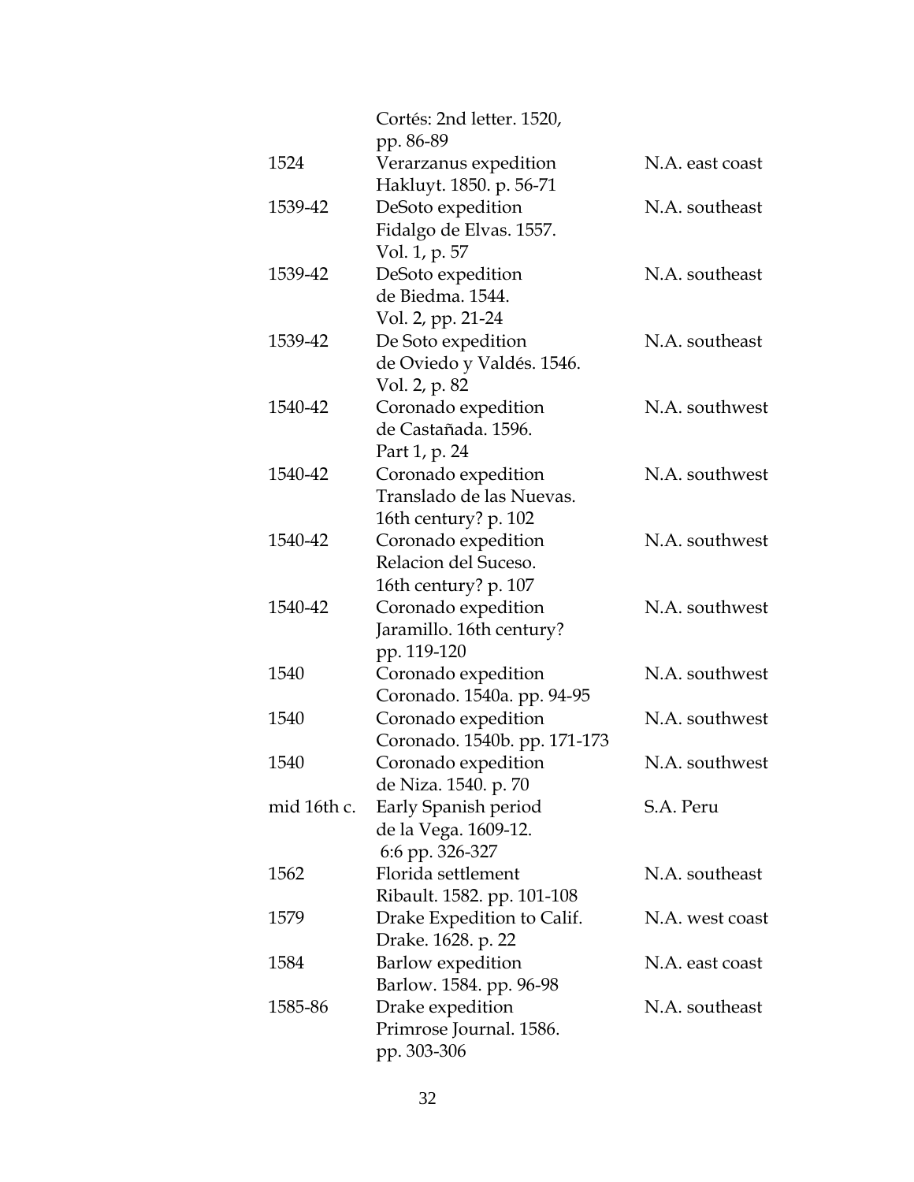| | | |
|---|---|---|
| | Cortés: 2nd letter. 1520, pp. 86-89 | |
| 1524 | Verarzanus expedition Hakluyt. 1850. p. 56-71 | N.A. east coast |
| 1539-42 | DeSoto expedition Fidalgo de Elvas. 1557. Vol. 1, p. 57 | N.A. southeast |
| 1539-42 | DeSoto expedition de Biedma. 1544. Vol. 2, pp. 21-24 | N.A. southeast |
| 1539-42 | De Soto expedition de Oviedo y Valdés. 1546. Vol. 2, p. 82 | N.A. southeast |
| 1540-42 | Coronado expedition de Castañada. 1596. Part 1, p. 24 | N.A. southwest |
| 1540-42 | Coronado expedition Translado de las Nuevas. 16th century? p. 102 | N.A. southwest |
| 1540-42 | Coronado expedition Relacion del Suceso. 16th century? p. 107 | N.A. southwest |
| 1540-42 | Coronado expedition Jaramillo. 16th century? pp. 119-120 | N.A. southwest |
| 1540 | Coronado expedition Coronado. 1540a. pp. 94-95 | N.A. southwest |
| 1540 | Coronado expedition Coronado. 1540b. pp. 171-173 | N.A. southwest |
| 1540 | Coronado expedition de Niza. 1540. p. 70 | N.A. southwest |
| mid 16th c. | Early Spanish period de la Vega. 1609-12. 6:6 pp. 326-327 | S.A. Peru |
| 1562 | Florida settlement Ribault. 1582. pp. 101-108 | N.A. southeast |
| 1579 | Drake Expedition to Calif. Drake. 1628. p. 22 | N.A. west coast |
| 1584 | Barlow expedition Barlow. 1584. pp. 96-98 | N.A. east coast |
| 1585-86 | Drake expedition Primrose Journal. 1586. pp. 303-306 | N.A. southeast |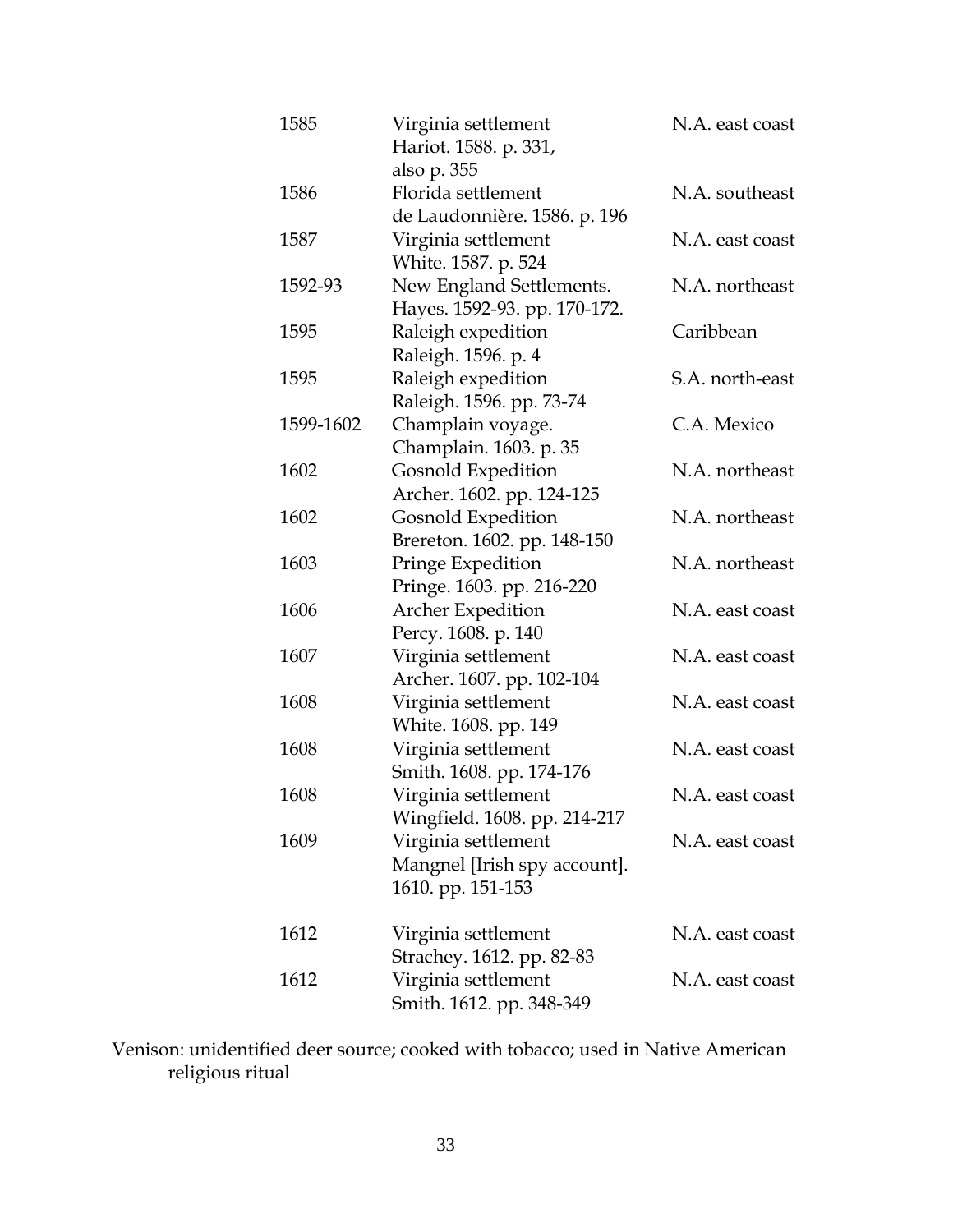| | | |
|---|---|---|
| 1585 | Virginia settlement<br>Hariot. 1588. p. 331,<br>also p. 355 | N.A. east coast |
| 1586 | Florida settlement<br>de Laudonnière. 1586. p. 196 | N.A. southeast |
| 1587 | Virginia settlement<br>White. 1587. p. 524 | N.A. east coast |
| 1592-93 | New England Settlements.<br>Hayes. 1592-93. pp. 170-172. | N.A. northeast |
| 1595 | Raleigh expedition<br>Raleigh. 1596. p. 4 | Caribbean |
| 1595 | Raleigh expedition<br>Raleigh. 1596. pp. 73-74 | S.A. north-east |
| 1599-1602 | Champlain voyage.<br>Champlain. 1603. p. 35 | C.A. Mexico |
| 1602 | Gosnold Expedition<br>Archer. 1602. pp. 124-125 | N.A. northeast |
| 1602 | Gosnold Expedition<br>Brereton. 1602. pp. 148-150 | N.A. northeast |
| 1603 | Pringe Expedition<br>Pringe. 1603. pp. 216-220 | N.A. northeast |
| 1606 | Archer Expedition<br>Percy. 1608. p. 140 | N.A. east coast |
| 1607 | Virginia settlement<br>Archer. 1607. pp. 102-104 | N.A. east coast |
| 1608 | Virginia settlement<br>White. 1608. pp. 149 | N.A. east coast |
| 1608 | Virginia settlement<br>Smith. 1608. pp. 174-176 | N.A. east coast |
| 1608 | Virginia settlement<br>Wingfield. 1608. pp. 214-217 | N.A. east coast |
| 1609 | Virginia settlement<br>Mangnel [Irish spy account].<br>1610. pp. 151-153 | N.A. east coast |
| 1612 | Virginia settlement<br>Strachey. 1612. pp. 82-83 | N.A. east coast |
| 1612 | Virginia settlement<br>Smith. 1612. pp. 348-349 | N.A. east coast |

Venison: unidentified deer source; cooked with tobacco; used in Native American religious ritual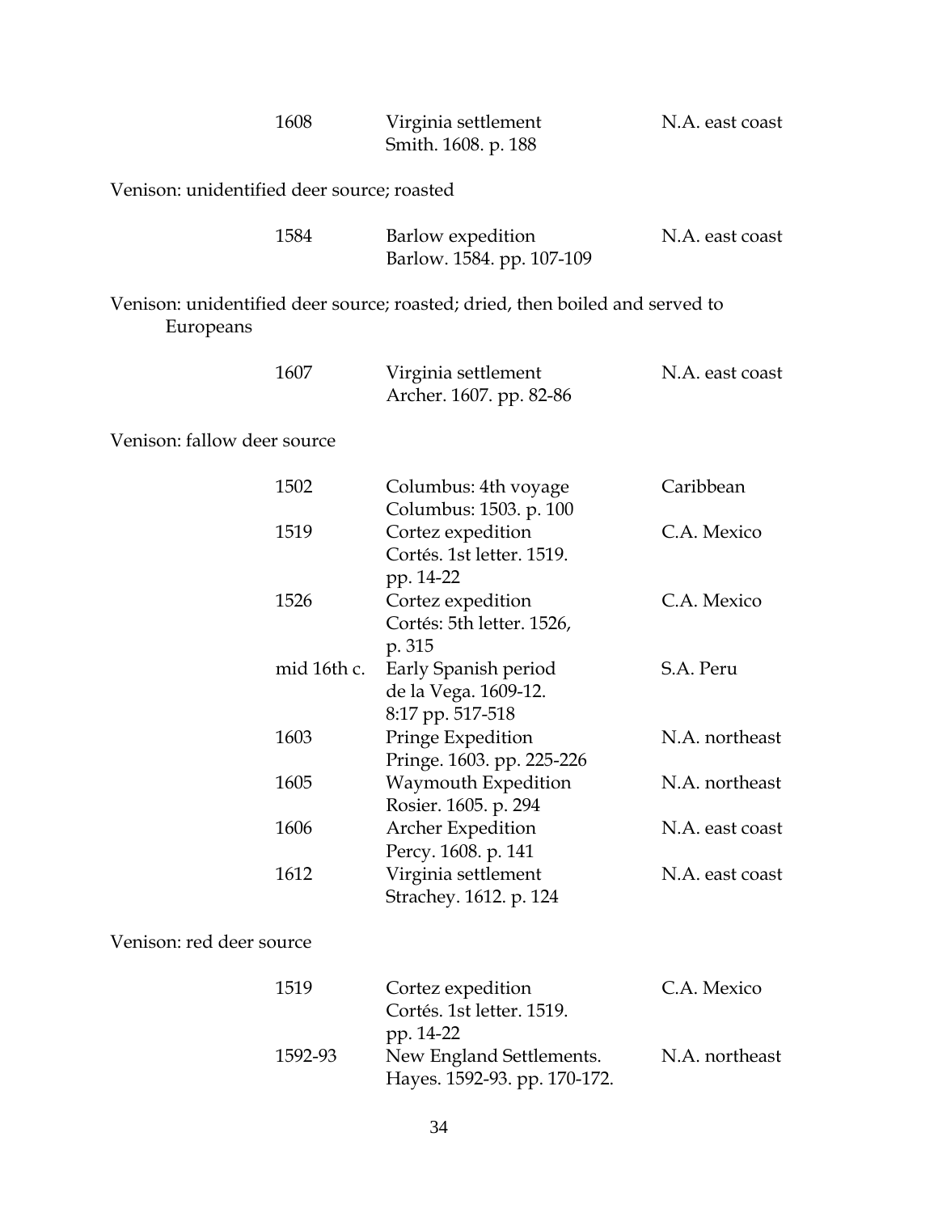| | | |
|---|---|---|
| 1608 | Virginia settlement<br>Smith. 1608. p. 188 | N.A. east coast |

Venison: unidentified deer source; roasted

| | | |
|---|---|---|
| 1584 | Barlow expedition<br>Barlow. 1584. pp. 107-109 | N.A. east coast |

Venison: unidentified deer source; roasted; dried, then boiled and served to Europeans

| | | |
|---|---|---|
| 1607 | Virginia settlement<br>Archer. 1607. pp. 82-86 | N.A. east coast |

Venison: fallow deer source

| | | |
|---|---|---|
| 1502 | Columbus: 4th voyage<br>Columbus: 1503. p. 100 | Caribbean |
| 1519 | Cortez expedition<br>Cortés. 1st letter. 1519. pp. 14-22 | C.A. Mexico |
| 1526 | Cortez expedition<br>Cortés: 5th letter. 1526, p. 315 | C.A. Mexico |
| mid 16th c. | Early Spanish period<br>de la Vega. 1609-12. 8:17 pp. 517-518 | S.A. Peru |
| 1603 | Pringe Expedition<br>Pringe. 1603. pp. 225-226 | N.A. northeast |
| 1605 | Waymouth Expedition<br>Rosier. 1605. p. 294 | N.A. northeast |
| 1606 | Archer Expedition<br>Percy. 1608. p. 141 | N.A. east coast |
| 1612 | Virginia settlement<br>Strachey. 1612. p. 124 | N.A. east coast |

Venison: red deer source

| | | |
|---|---|---|
| 1519 | Cortez expedition<br>Cortés. 1st letter. 1519. pp. 14-22 | C.A. Mexico |
| 1592-93 | New England Settlements.<br>Hayes. 1592-93. pp. 170-172. | N.A. northeast |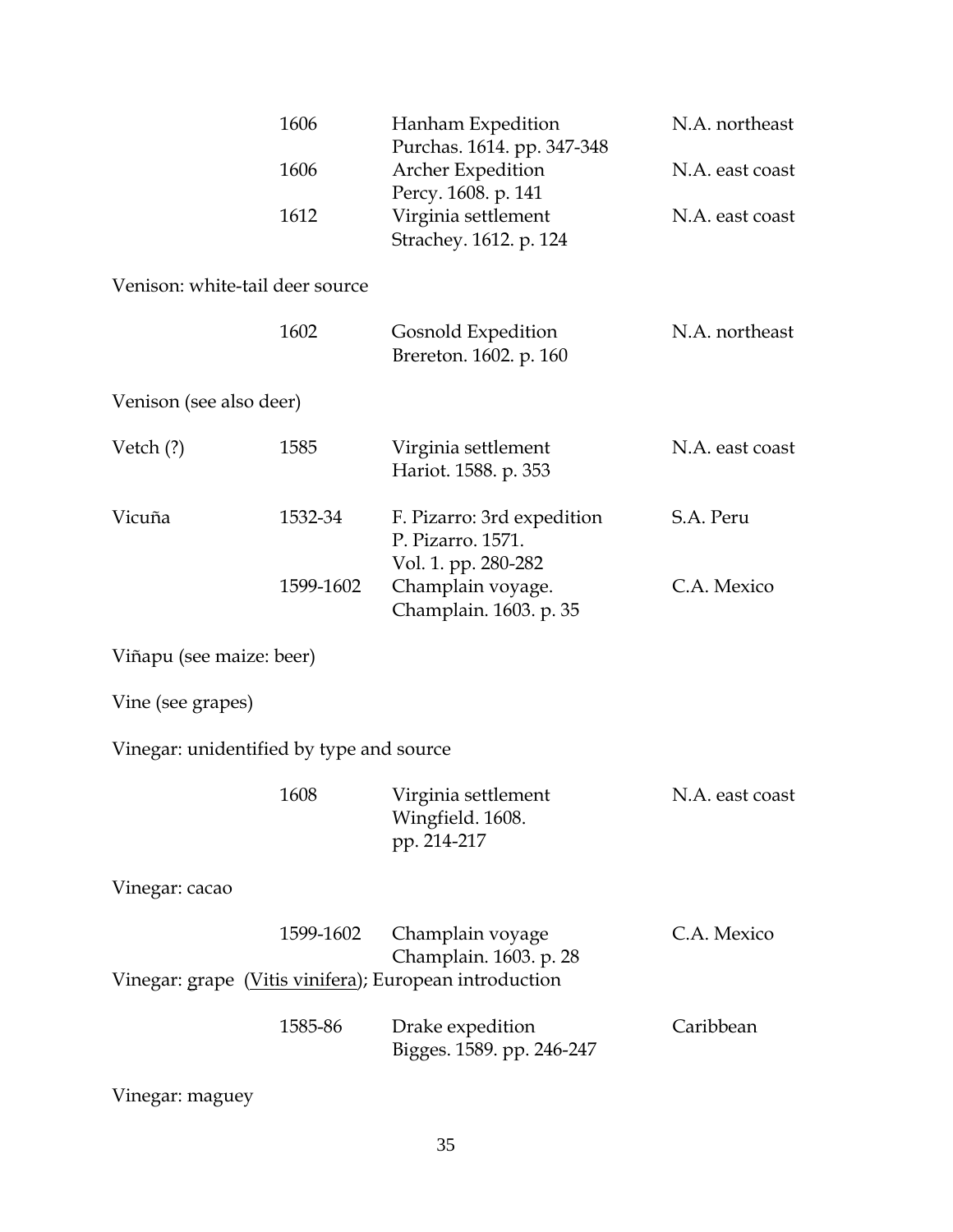| | | | |
|---|---|---|---|
| | 1606 | Hanham Expedition<br>Purchas. 1614. pp. 347-348 | N.A. northeast |
| | 1606 | Archer Expedition<br>Percy. 1608. p. 141 | N.A. east coast |
| | 1612 | Virginia settlement<br>Strachey. 1612. p. 124 | N.A. east coast |
| Venison: white-tail deer source | | | |
| | 1602 | Gosnold Expedition<br>Brereton. 1602. p. 160 | N.A. northeast |
| Venison (see also deer) | | | |
| Vetch (?) | 1585 | Virginia settlement<br>Hariot. 1588. p. 353 | N.A. east coast |
| Vicuña | 1532-34 | F. Pizarro: 3rd expedition<br>P. Pizarro. 1571.<br>Vol. 1. pp. 280-282 | S.A. Peru |
| | 1599-1602 | Champlain voyage.<br>Champlain. 1603. p. 35 | C.A. Mexico |
| Viñapu (see maize: beer) | | | |
| Vine (see grapes) | | | |
| Vinegar: unidentified by type and source | | | |
| | 1608 | Virginia settlement<br>Wingfield. 1608.<br>pp. 214-217 | N.A. east coast |
| Vinegar: cacao | | | |
| | 1599-1602 | Champlain voyage<br>Champlain. 1603. p. 28 | C.A. Mexico |
| Vinegar: grape (<u>Vitis vinifera</u>); European introduction | | | |
| | 1585-86 | Drake expedition<br>Bigges. 1589. pp. 246-247 | Caribbean |
| Vinegar: maguey | | | |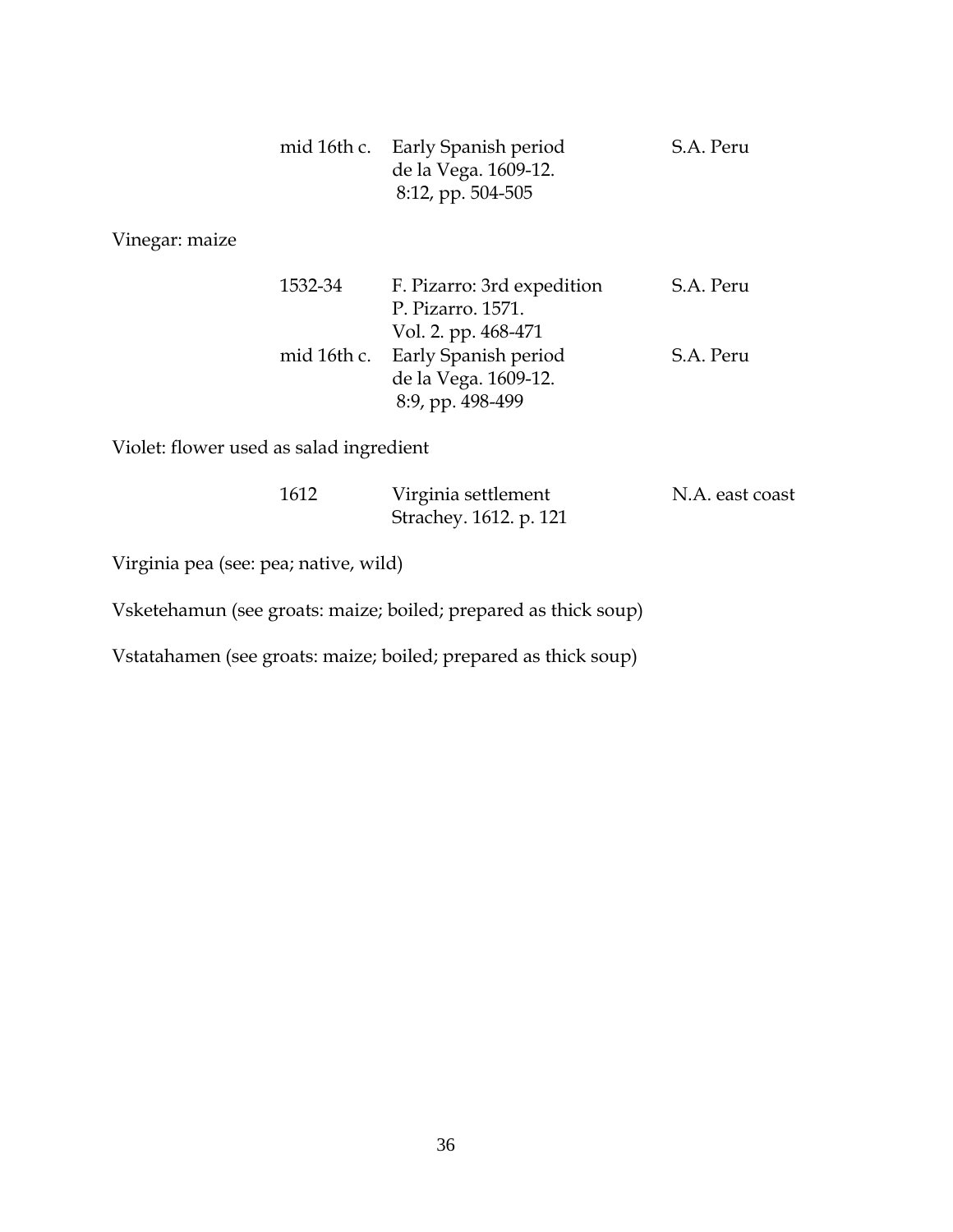| | | | |
|---|---|---|---|
| | mid 16th c. | Early Spanish period<br>de la Vega. 1609-12.<br>8:12, pp. 504-505 | S.A. Peru |

Vinegar: maize

| | | | |
|---|---|---|---|
| | 1532-34 | F. Pizarro: 3rd expedition<br>P. Pizarro. 1571.<br>Vol. 2. pp. 468-471 | S.A. Peru |
| | mid 16th c. | Early Spanish period<br>de la Vega. 1609-12.<br>8:9, pp. 498-499 | S.A. Peru |

Violet: flower used as salad ingredient

| | | | |
|---|---|---|---|
| | 1612 | Virginia settlement<br>Strachey. 1612. p. 121 | N.A. east coast |

Virginia pea (see: pea; native, wild)

Vsketehamun (see groats: maize; boiled; prepared as thick soup)

Vstatahamen (see groats: maize; boiled; prepared as thick soup)